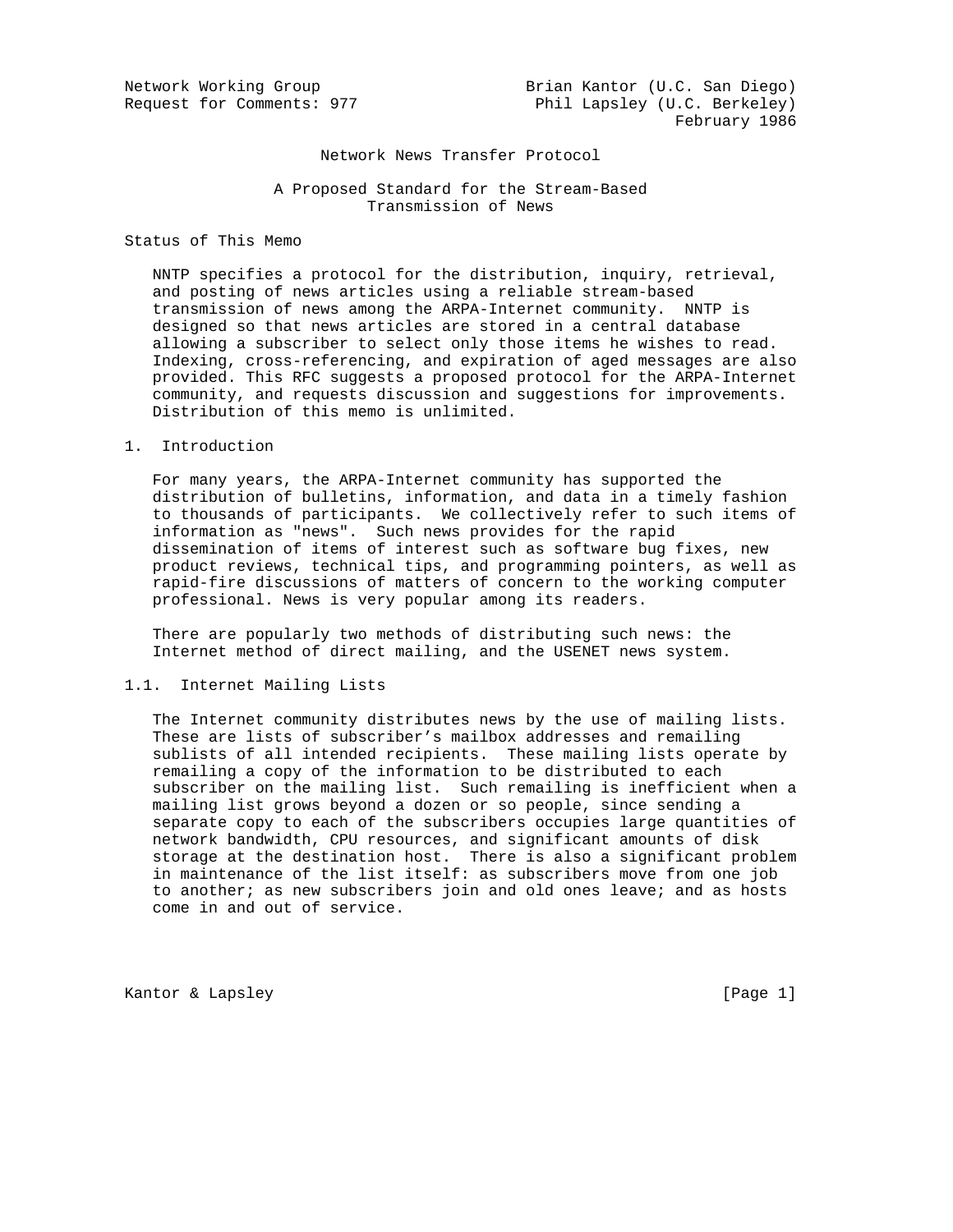Network Working Group  
Request for Comments: 977

Brian Kantor (U.C. San Diego)  
Phil Lapsley (U.C. Berkeley)  
February 1986

# Network News Transfer Protocol

## A Proposed Standard for the Stream-Based Transmission of News

### Status of This Memo

NNTP specifies a protocol for the distribution, inquiry, retrieval, and posting of news articles using a reliable stream-based transmission of news among the ARPA-Internet community. NNTP is designed so that news articles are stored in a central database allowing a subscriber to select only those items he wishes to read. Indexing, cross-referencing, and expiration of aged messages are also provided. This RFC suggests a proposed protocol for the ARPA-Internet community, and requests discussion and suggestions for improvements. Distribution of this memo is unlimited.

## 1. Introduction

For many years, the ARPA-Internet community has supported the distribution of bulletins, information, and data in a timely fashion to thousands of participants. We collectively refer to such items of information as "news". Such news provides for the rapid dissemination of items of interest such as software bug fixes, new product reviews, technical tips, and programming pointers, as well as rapid-fire discussions of matters of concern to the working computer professional. News is very popular among its readers.

There are popularly two methods of distributing such news: the Internet method of direct mailing, and the USENET news system.

### 1.1. Internet Mailing Lists

The Internet community distributes news by the use of mailing lists. These are lists of subscriber's mailbox addresses and remailing sublists of all intended recipients. These mailing lists operate by remailing a copy of the information to be distributed to each subscriber on the mailing list. Such remailing is inefficient when a mailing list grows beyond a dozen or so people, since sending a separate copy to each of the subscribers occupies large quantities of network bandwidth, CPU resources, and significant amounts of disk storage at the destination host. There is also a significant problem in maintenance of the list itself: as subscribers move from one job to another; as new subscribers join and old ones leave; and as hosts come in and out of service.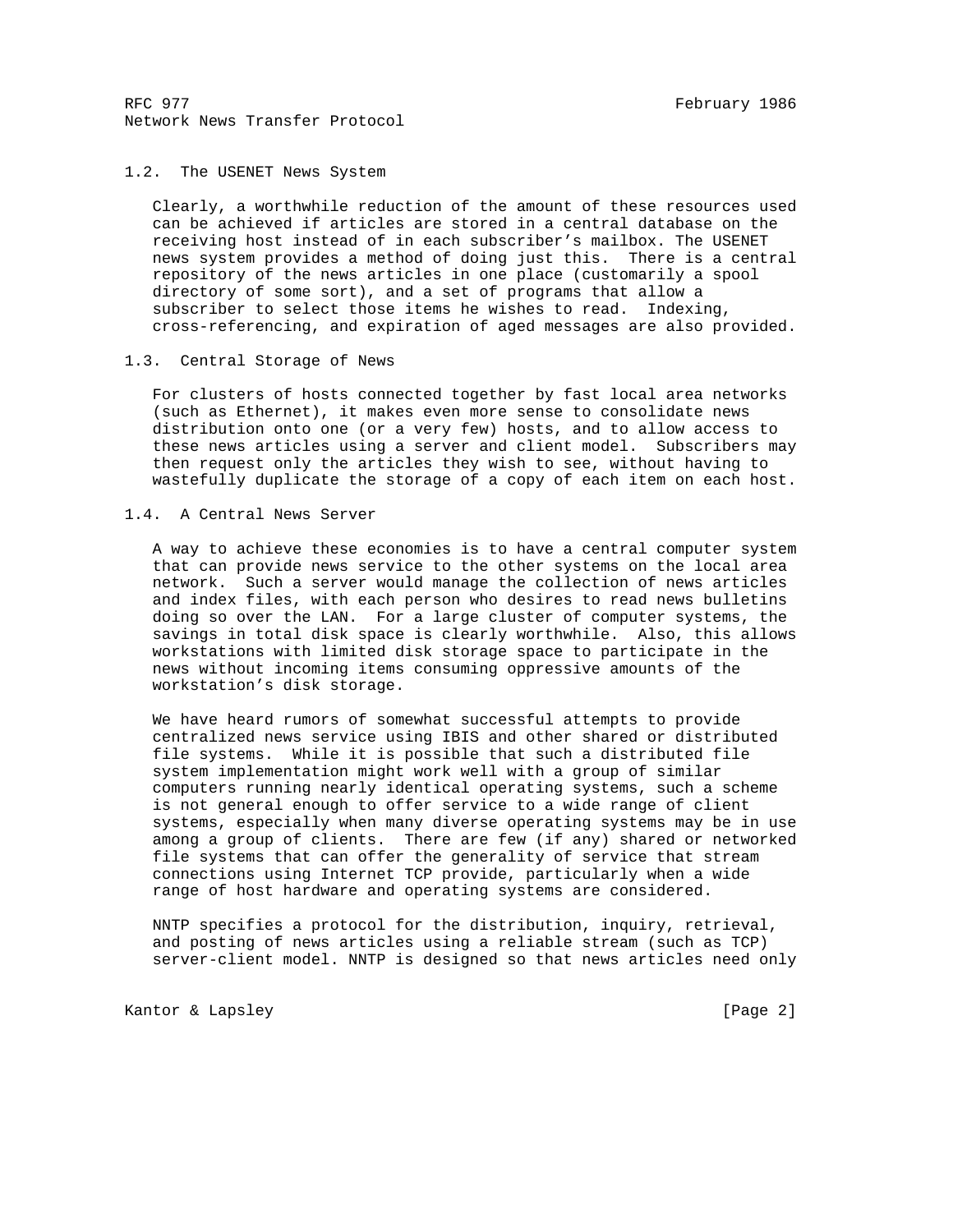## 1.2. The USENET News System

Clearly, a worthwhile reduction of the amount of these resources used can be achieved if articles are stored in a central database on the receiving host instead of in each subscriber's mailbox. The USENET news system provides a method of doing just this. There is a central repository of the news articles in one place (customarily a spool directory of some sort), and a set of programs that allow a subscriber to select those items he wishes to read. Indexing, cross-referencing, and expiration of aged messages are also provided.

## 1.3. Central Storage of News

For clusters of hosts connected together by fast local area networks (such as Ethernet), it makes even more sense to consolidate news distribution onto one (or a very few) hosts, and to allow access to these news articles using a server and client model. Subscribers may then request only the articles they wish to see, without having to wastefully duplicate the storage of a copy of each item on each host.

## 1.4. A Central News Server

A way to achieve these economies is to have a central computer system that can provide news service to the other systems on the local area network. Such a server would manage the collection of news articles and index files, with each person who desires to read news bulletins doing so over the LAN. For a large cluster of computer systems, the savings in total disk space is clearly worthwhile. Also, this allows workstations with limited disk storage space to participate in the news without incoming items consuming oppressive amounts of the workstation's disk storage.

We have heard rumors of somewhat successful attempts to provide centralized news service using IBIS and other shared or distributed file systems. While it is possible that such a distributed file system implementation might work well with a group of similar computers running nearly identical operating systems, such a scheme is not general enough to offer service to a wide range of client systems, especially when many diverse operating systems may be in use among a group of clients. There are few (if any) shared or networked file systems that can offer the generality of service that stream connections using Internet TCP provide, particularly when a wide range of host hardware and operating systems are considered.

NNTP specifies a protocol for the distribution, inquiry, retrieval, and posting of news articles using a reliable stream (such as TCP) server-client model. NNTP is designed so that news articles need only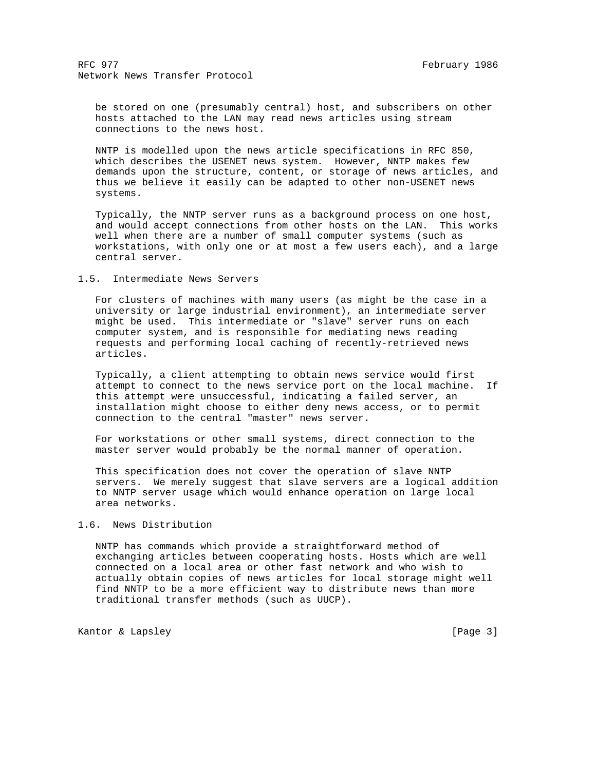be stored on one (presumably central) host, and subscribers on other hosts attached to the LAN may read news articles using stream connections to the news host.

NNTP is modelled upon the news article specifications in RFC 850, which describes the USENET news system. However, NNTP makes few demands upon the structure, content, or storage of news articles, and thus we believe it easily can be adapted to other non-USENET news systems.

Typically, the NNTP server runs as a background process on one host, and would accept connections from other hosts on the LAN. This works well when there are a number of small computer systems (such as workstations, with only one or at most a few users each), and a large central server.

## 1.5. Intermediate News Servers

For clusters of machines with many users (as might be the case in a university or large industrial environment), an intermediate server might be used. This intermediate or "slave" server runs on each computer system, and is responsible for mediating news reading requests and performing local caching of recently-retrieved news articles.

Typically, a client attempting to obtain news service would first attempt to connect to the news service port on the local machine. If this attempt were unsuccessful, indicating a failed server, an installation might choose to either deny news access, or to permit connection to the central "master" news server.

For workstations or other small systems, direct connection to the master server would probably be the normal manner of operation.

This specification does not cover the operation of slave NNTP servers. We merely suggest that slave servers are a logical addition to NNTP server usage which would enhance operation on large local area networks.

## 1.6. News Distribution

NNTP has commands which provide a straightforward method of exchanging articles between cooperating hosts. Hosts which are well connected on a local area or other fast network and who wish to actually obtain copies of news articles for local storage might well find NNTP to be a more efficient way to distribute news than more traditional transfer methods (such as UUCP).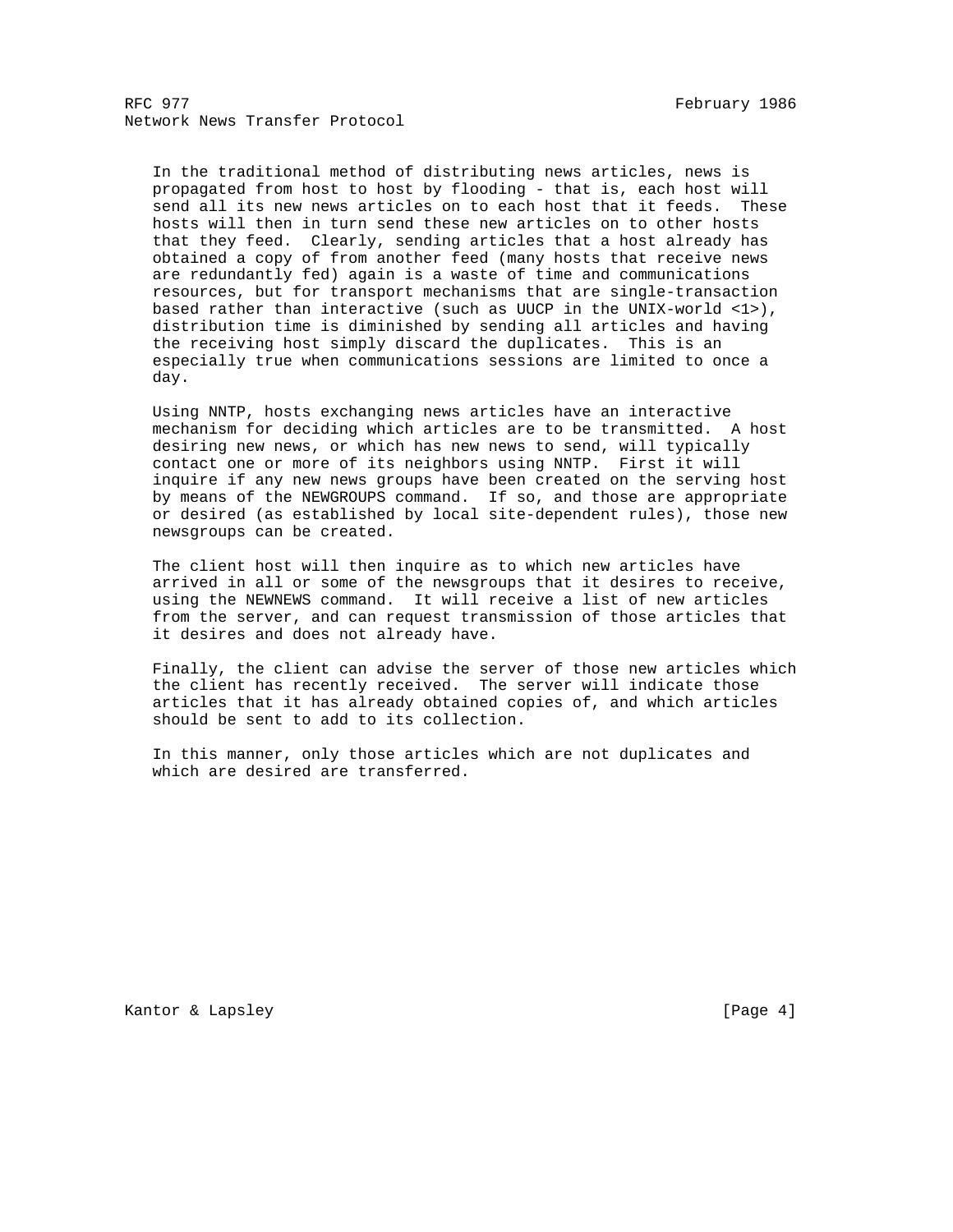In the traditional method of distributing news articles, news is propagated from host to host by flooding - that is, each host will send all its new news articles on to each host that it feeds. These hosts will then in turn send these new articles on to other hosts that they feed. Clearly, sending articles that a host already has obtained a copy of from another feed (many hosts that receive news are redundantly fed) again is a waste of time and communications resources, but for transport mechanisms that are single-transaction based rather than interactive (such as UUCP in the UNIX-world <1>), distribution time is diminished by sending all articles and having the receiving host simply discard the duplicates. This is an especially true when communications sessions are limited to once a day.

Using NNTP, hosts exchanging news articles have an interactive mechanism for deciding which articles are to be transmitted. A host desiring new news, or which has new news to send, will typically contact one or more of its neighbors using NNTP. First it will inquire if any new news groups have been created on the serving host by means of the NEWGROUPS command. If so, and those are appropriate or desired (as established by local site-dependent rules), those new newsgroups can be created.

The client host will then inquire as to which new articles have arrived in all or some of the newsgroups that it desires to receive, using the NEWNEWS command. It will receive a list of new articles from the server, and can request transmission of those articles that it desires and does not already have.

Finally, the client can advise the server of those new articles which the client has recently received. The server will indicate those articles that it has already obtained copies of, and which articles should be sent to add to its collection.

In this manner, only those articles which are not duplicates and which are desired are transferred.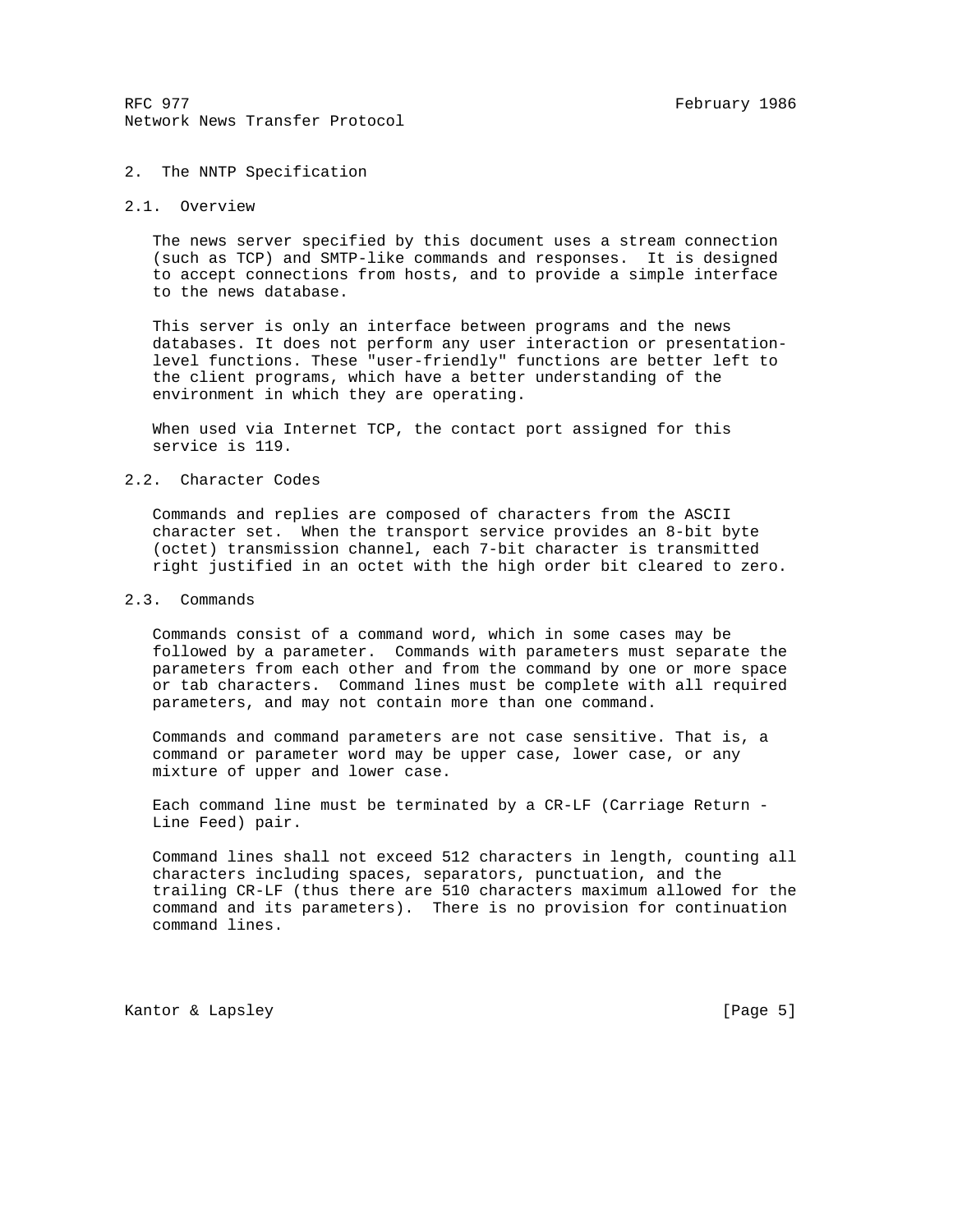## 2. The NNTP Specification

### 2.1. Overview

The news server specified by this document uses a stream connection (such as TCP) and SMTP-like commands and responses. It is designed to accept connections from hosts, and to provide a simple interface to the news database.

This server is only an interface between programs and the news databases. It does not perform any user interaction or presentation-level functions. These "user-friendly" functions are better left to the client programs, which have a better understanding of the environment in which they are operating.

When used via Internet TCP, the contact port assigned for this service is 119.

### 2.2. Character Codes

Commands and replies are composed of characters from the ASCII character set. When the transport service provides an 8-bit byte (octet) transmission channel, each 7-bit character is transmitted right justified in an octet with the high order bit cleared to zero.

### 2.3. Commands

Commands consist of a command word, which in some cases may be followed by a parameter. Commands with parameters must separate the parameters from each other and from the command by one or more space or tab characters. Command lines must be complete with all required parameters, and may not contain more than one command.

Commands and command parameters are not case sensitive. That is, a command or parameter word may be upper case, lower case, or any mixture of upper and lower case.

Each command line must be terminated by a CR-LF (Carriage Return - Line Feed) pair.

Command lines shall not exceed 512 characters in length, counting all characters including spaces, separators, punctuation, and the trailing CR-LF (thus there are 510 characters maximum allowed for the command and its parameters). There is no provision for continuation command lines.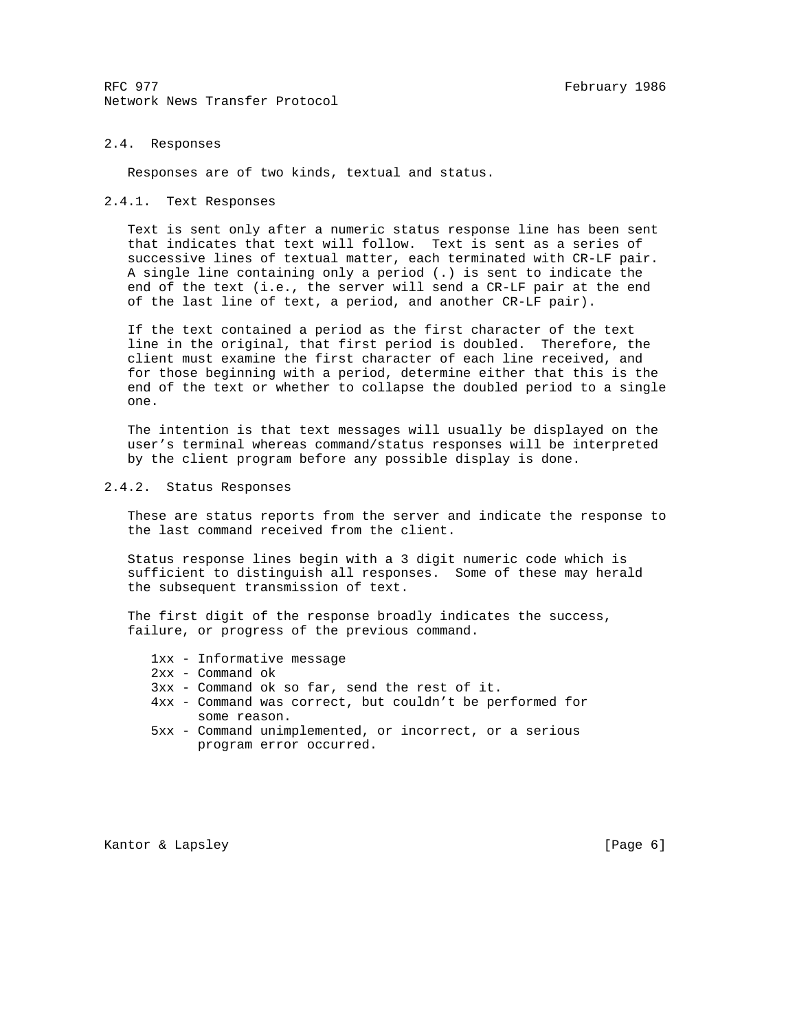## 2.4. Responses

Responses are of two kinds, textual and status.

### 2.4.1. Text Responses

Text is sent only after a numeric status response line has been sent that indicates that text will follow. Text is sent as a series of successive lines of textual matter, each terminated with CR-LF pair. A single line containing only a period (.) is sent to indicate the end of the text (i.e., the server will send a CR-LF pair at the end of the last line of text, a period, and another CR-LF pair).

If the text contained a period as the first character of the text line in the original, that first period is doubled. Therefore, the client must examine the first character of each line received, and for those beginning with a period, determine either that this is the end of the text or whether to collapse the doubled period to a single one.

The intention is that text messages will usually be displayed on the user's terminal whereas command/status responses will be interpreted by the client program before any possible display is done.

### 2.4.2. Status Responses

These are status reports from the server and indicate the response to the last command received from the client.

Status response lines begin with a 3 digit numeric code which is sufficient to distinguish all responses. Some of these may herald the subsequent transmission of text.

The first digit of the response broadly indicates the success, failure, or progress of the previous command.

```
1xx - Informative message
2xx - Command ok
3xx - Command ok so far, send the rest of it.
4xx - Command was correct, but couldn't be performed for
      some reason.
5xx - Command unimplemented, or incorrect, or a serious
      program error occurred.
```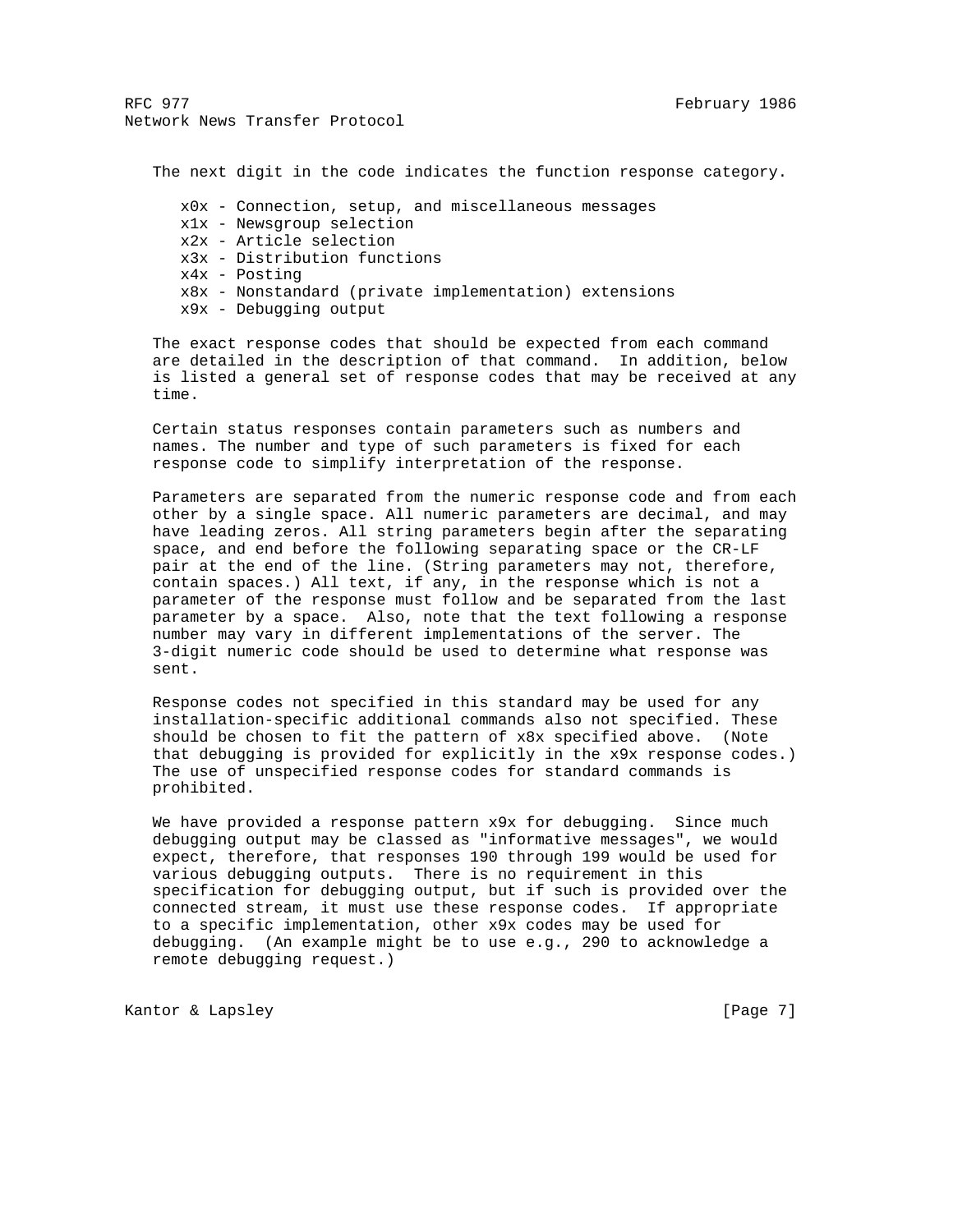The next digit in the code indicates the function response category.

- x0x - Connection, setup, and miscellaneous messages
- x1x - Newsgroup selection
- x2x - Article selection
- x3x - Distribution functions
- x4x - Posting
- x8x - Nonstandard (private implementation) extensions
- x9x - Debugging output

The exact response codes that should be expected from each command are detailed in the description of that command. In addition, below is listed a general set of response codes that may be received at any time.

Certain status responses contain parameters such as numbers and names. The number and type of such parameters is fixed for each response code to simplify interpretation of the response.

Parameters are separated from the numeric response code and from each other by a single space. All numeric parameters are decimal, and may have leading zeros. All string parameters begin after the separating space, and end before the following separating space or the CR-LF pair at the end of the line. (String parameters may not, therefore, contain spaces.) All text, if any, in the response which is not a parameter of the response must follow and be separated from the last parameter by a space. Also, note that the text following a response number may vary in different implementations of the server. The 3-digit numeric code should be used to determine what response was sent.

Response codes not specified in this standard may be used for any installation-specific additional commands also not specified. These should be chosen to fit the pattern of x8x specified above. (Note that debugging is provided for explicitly in the x9x response codes.) The use of unspecified response codes for standard commands is prohibited.

We have provided a response pattern x9x for debugging. Since much debugging output may be classed as "informative messages", we would expect, therefore, that responses 190 through 199 would be used for various debugging outputs. There is no requirement in this specification for debugging output, but if such is provided over the connected stream, it must use these response codes. If appropriate to a specific implementation, other x9x codes may be used for debugging. (An example might be to use e.g., 290 to acknowledge a remote debugging request.)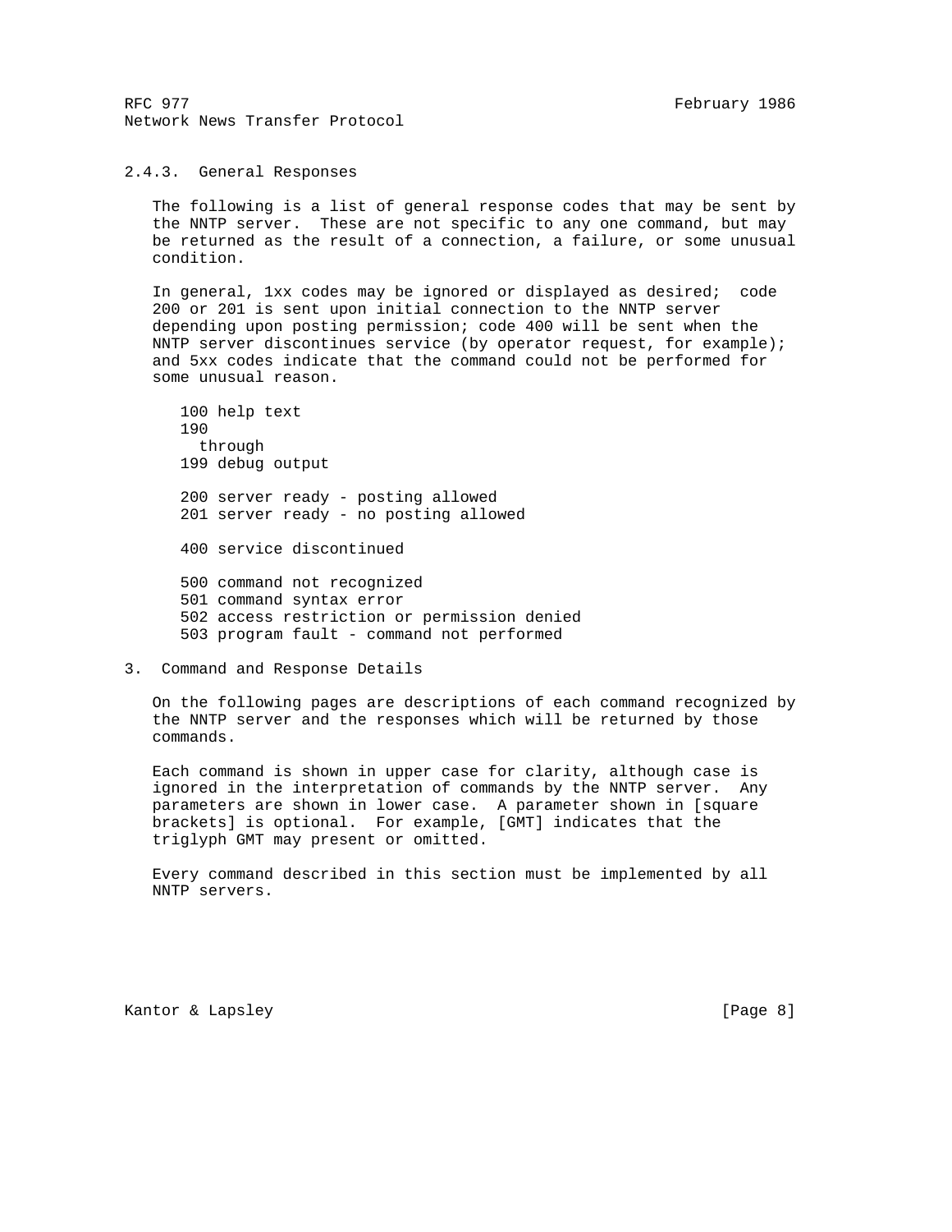### 2.4.3. General Responses

The following is a list of general response codes that may be sent by the NNTP server. These are not specific to any one command, but may be returned as the result of a connection, a failure, or some unusual condition.

In general, 1xx codes may be ignored or displayed as desired; code 200 or 201 is sent upon initial connection to the NNTP server depending upon posting permission; code 400 will be sent when the NNTP server discontinues service (by operator request, for example); and 5xx codes indicate that the command could not be performed for some unusual reason.

```
100 help text
190
  through
199 debug output

200 server ready - posting allowed
201 server ready - no posting allowed

400 service discontinued

500 command not recognized
501 command syntax error
502 access restriction or permission denied
503 program fault - command not performed
```

## 3. Command and Response Details

On the following pages are descriptions of each command recognized by the NNTP server and the responses which will be returned by those commands.

Each command is shown in upper case for clarity, although case is ignored in the interpretation of commands by the NNTP server. Any parameters are shown in lower case. A parameter shown in [square brackets] is optional. For example, [GMT] indicates that the triglyph GMT may present or omitted.

Every command described in this section must be implemented by all NNTP servers.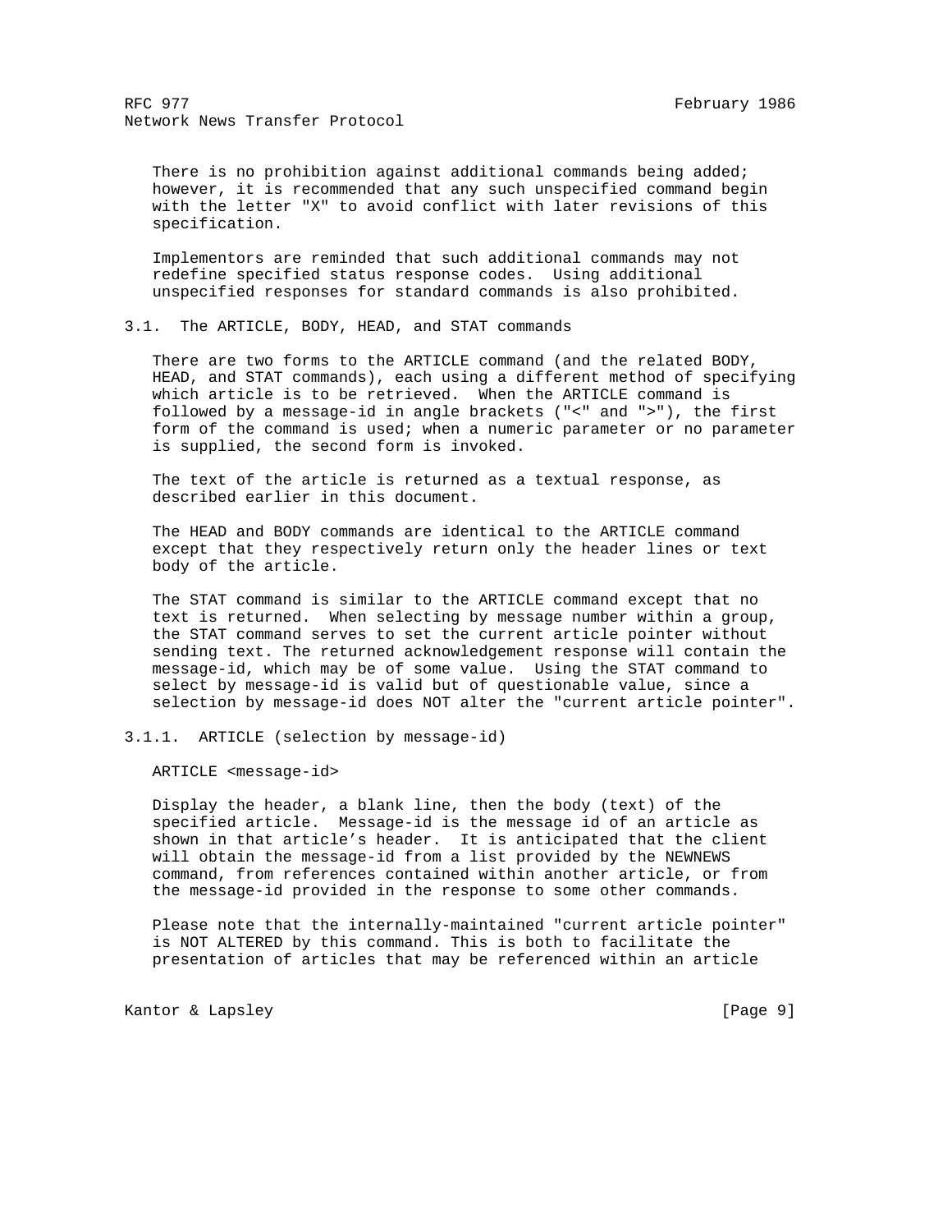There is no prohibition against additional commands being added; however, it is recommended that any such unspecified command begin with the letter "X" to avoid conflict with later revisions of this specification.

Implementors are reminded that such additional commands may not redefine specified status response codes. Using additional unspecified responses for standard commands is also prohibited.

### 3.1. The ARTICLE, BODY, HEAD, and STAT commands

There are two forms to the ARTICLE command (and the related BODY, HEAD, and STAT commands), each using a different method of specifying which article is to be retrieved. When the ARTICLE command is followed by a message-id in angle brackets ("<" and ">"), the first form of the command is used; when a numeric parameter or no parameter is supplied, the second form is invoked.

The text of the article is returned as a textual response, as described earlier in this document.

The HEAD and BODY commands are identical to the ARTICLE command except that they respectively return only the header lines or text body of the article.

The STAT command is similar to the ARTICLE command except that no text is returned. When selecting by message number within a group, the STAT command serves to set the current article pointer without sending text. The returned acknowledgement response will contain the message-id, which may be of some value. Using the STAT command to select by message-id is valid but of questionable value, since a selection by message-id does NOT alter the "current article pointer".

#### 3.1.1. ARTICLE (selection by message-id)

```
ARTICLE <message-id>
```

Display the header, a blank line, then the body (text) of the specified article. Message-id is the message id of an article as shown in that article's header. It is anticipated that the client will obtain the message-id from a list provided by the NEWNEWS command, from references contained within another article, or from the message-id provided in the response to some other commands.

Please note that the internally-maintained "current article pointer" is NOT ALTERED by this command. This is both to facilitate the presentation of articles that may be referenced within an article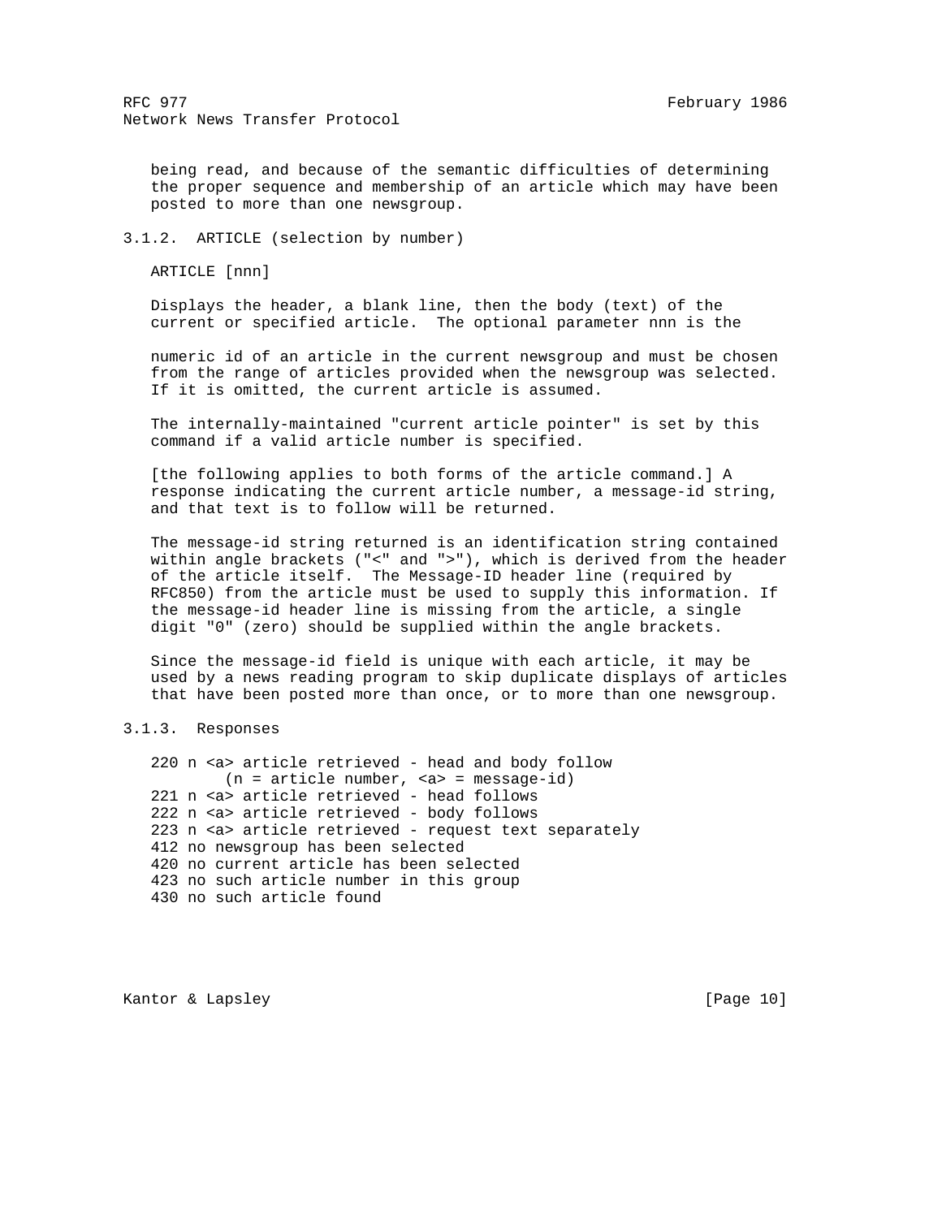being read, and because of the semantic difficulties of determining the proper sequence and membership of an article which may have been posted to more than one newsgroup.

### 3.1.2. ARTICLE (selection by number)

ARTICLE [nnn]

Displays the header, a blank line, then the body (text) of the current or specified article. The optional parameter nnn is the

numeric id of an article in the current newsgroup and must be chosen from the range of articles provided when the newsgroup was selected. If it is omitted, the current article is assumed.

The internally-maintained "current article pointer" is set by this command if a valid article number is specified.

[the following applies to both forms of the article command.] A response indicating the current article number, a message-id string, and that text is to follow will be returned.

The message-id string returned is an identification string contained within angle brackets ("<" and ">"), which is derived from the header of the article itself. The Message-ID header line (required by RFC850) from the article must be used to supply this information. If the message-id header line is missing from the article, a single digit "0" (zero) should be supplied within the angle brackets.

Since the message-id field is unique with each article, it may be used by a news reading program to skip duplicate displays of articles that have been posted more than once, or to more than one newsgroup.

### 3.1.3. Responses

```
220 n <a> article retrieved - head and body follow
        (n = article number, <a> = message-id)
221 n <a> article retrieved - head follows
222 n <a> article retrieved - body follows
223 n <a> article retrieved - request text separately
412 no newsgroup has been selected
420 no current article has been selected
423 no such article number in this group
430 no such article found
```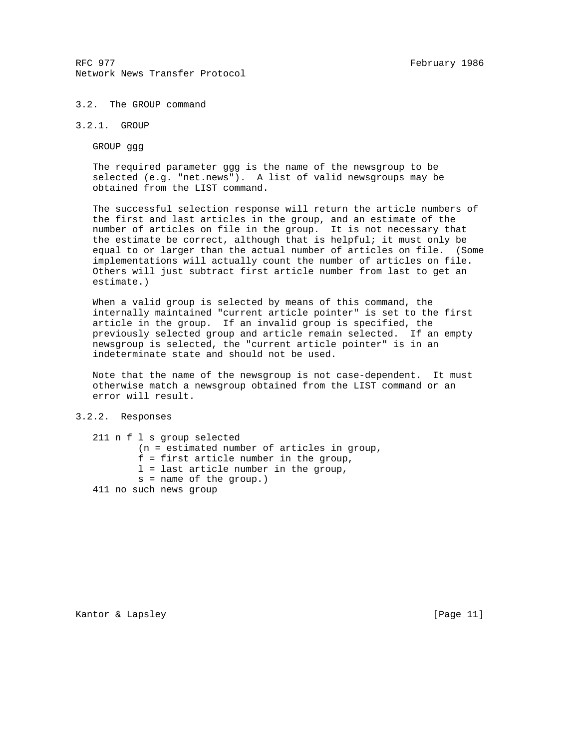## 3.2. The GROUP command

### 3.2.1. GROUP

GROUP ggg

The required parameter ggg is the name of the newsgroup to be selected (e.g. "net.news"). A list of valid newsgroups may be obtained from the LIST command.

The successful selection response will return the article numbers of the first and last articles in the group, and an estimate of the number of articles on file in the group. It is not necessary that the estimate be correct, although that is helpful; it must only be equal to or larger than the actual number of articles on file. (Some implementations will actually count the number of articles on file. Others will just subtract first article number from last to get an estimate.)

When a valid group is selected by means of this command, the internally maintained "current article pointer" is set to the first article in the group. If an invalid group is specified, the previously selected group and article remain selected. If an empty newsgroup is selected, the "current article pointer" is in an indeterminate state and should not be used.

Note that the name of the newsgroup is not case-dependent. It must otherwise match a newsgroup obtained from the LIST command or an error will result.

### 3.2.2. Responses

```
211 n f l s group selected
        (n = estimated number of articles in group,
        f = first article number in the group,
        l = last article number in the group,
        s = name of the group.)
411 no such news group
```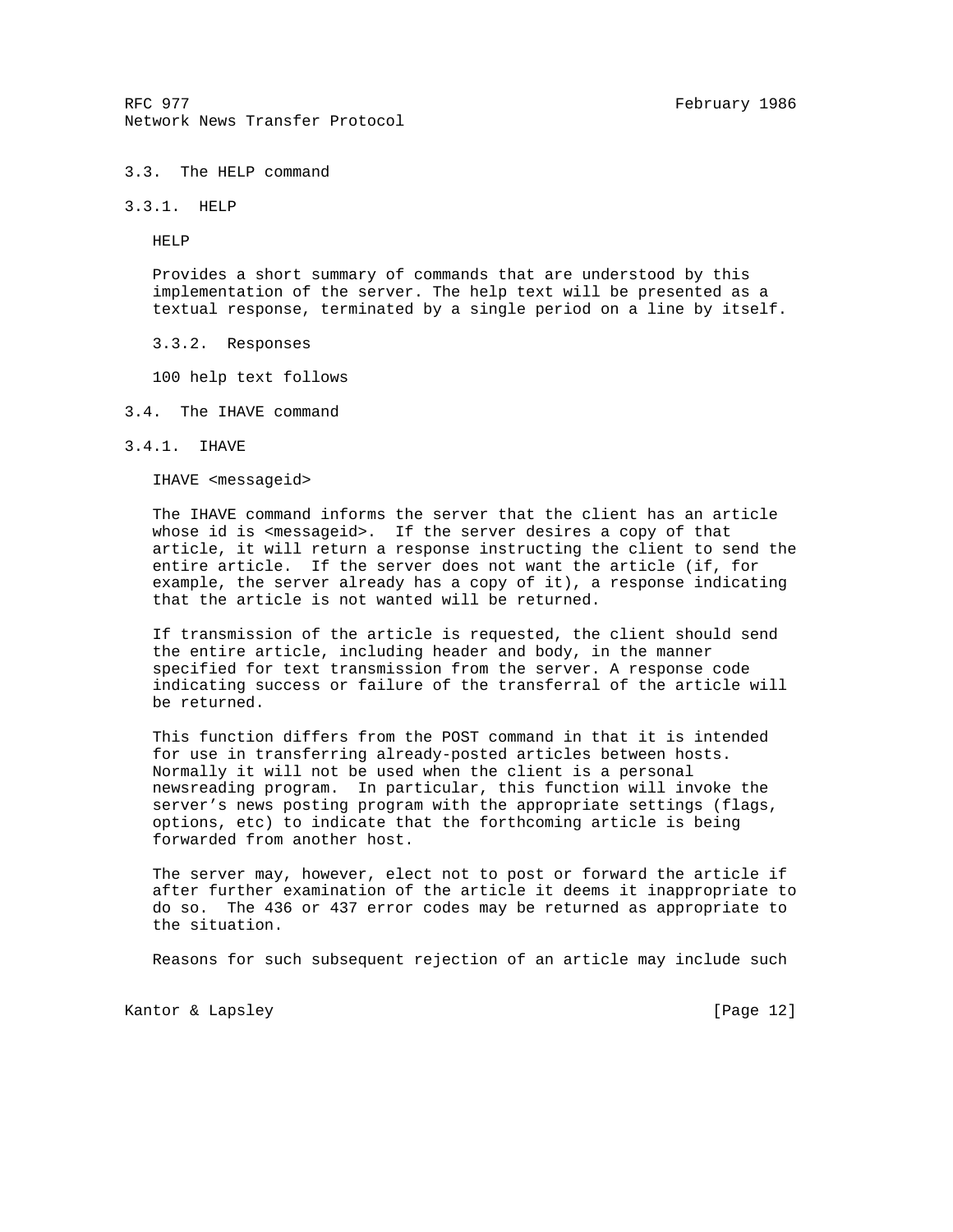### 3.3. The HELP command

#### 3.3.1. HELP

HELP

Provides a short summary of commands that are understood by this implementation of the server. The help text will be presented as a textual response, terminated by a single period on a line by itself.

#### 3.3.2. Responses

100 help text follows

### 3.4. The IHAVE command

#### 3.4.1. IHAVE

IHAVE <messageid>

The IHAVE command informs the server that the client has an article whose id is <messageid>. If the server desires a copy of that article, it will return a response instructing the client to send the entire article. If the server does not want the article (if, for example, the server already has a copy of it), a response indicating that the article is not wanted will be returned.

If transmission of the article is requested, the client should send the entire article, including header and body, in the manner specified for text transmission from the server. A response code indicating success or failure of the transferral of the article will be returned.

This function differs from the POST command in that it is intended for use in transferring already-posted articles between hosts. Normally it will not be used when the client is a personal newsreading program. In particular, this function will invoke the server's news posting program with the appropriate settings (flags, options, etc) to indicate that the forthcoming article is being forwarded from another host.

The server may, however, elect not to post or forward the article if after further examination of the article it deems it inappropriate to do so. The 436 or 437 error codes may be returned as appropriate to the situation.

Reasons for such subsequent rejection of an article may include such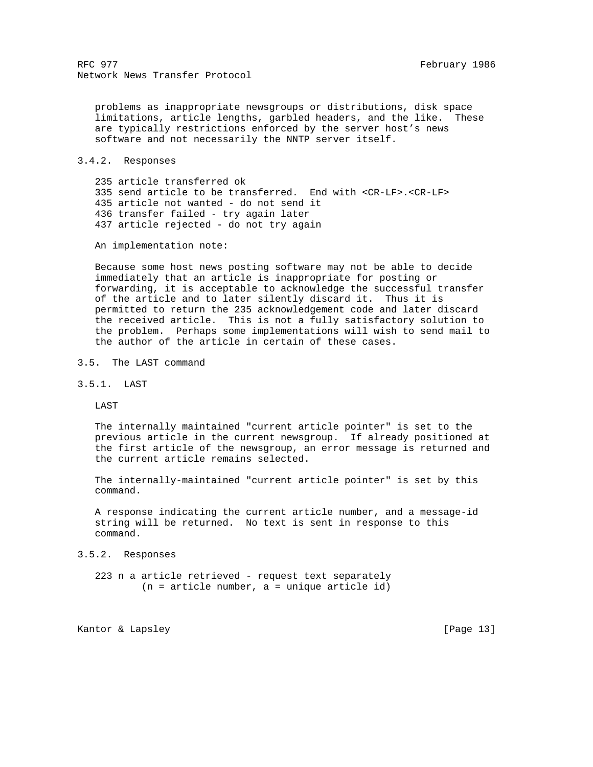problems as inappropriate newsgroups or distributions, disk space limitations, article lengths, garbled headers, and the like. These are typically restrictions enforced by the server host's news software and not necessarily the NNTP server itself.

### 3.4.2. Responses

```
235 article transferred ok
335 send article to be transferred.  End with <CR-LF>.<CR-LF>
435 article not wanted - do not send it
436 transfer failed - try again later
437 article rejected - do not try again
```

An implementation note:

Because some host news posting software may not be able to decide immediately that an article is inappropriate for posting or forwarding, it is acceptable to acknowledge the successful transfer of the article and to later silently discard it. Thus it is permitted to return the 235 acknowledgement code and later discard the received article. This is not a fully satisfactory solution to the problem. Perhaps some implementations will wish to send mail to the author of the article in certain of these cases.

## 3.5. The LAST command

### 3.5.1. LAST

LAST

The internally maintained "current article pointer" is set to the previous article in the current newsgroup. If already positioned at the first article of the newsgroup, an error message is returned and the current article remains selected.

The internally-maintained "current article pointer" is set by this command.

A response indicating the current article number, and a message-id string will be returned. No text is sent in response to this command.

### 3.5.2. Responses

```
223 n a article retrieved - request text separately
        (n = article number, a = unique article id)
```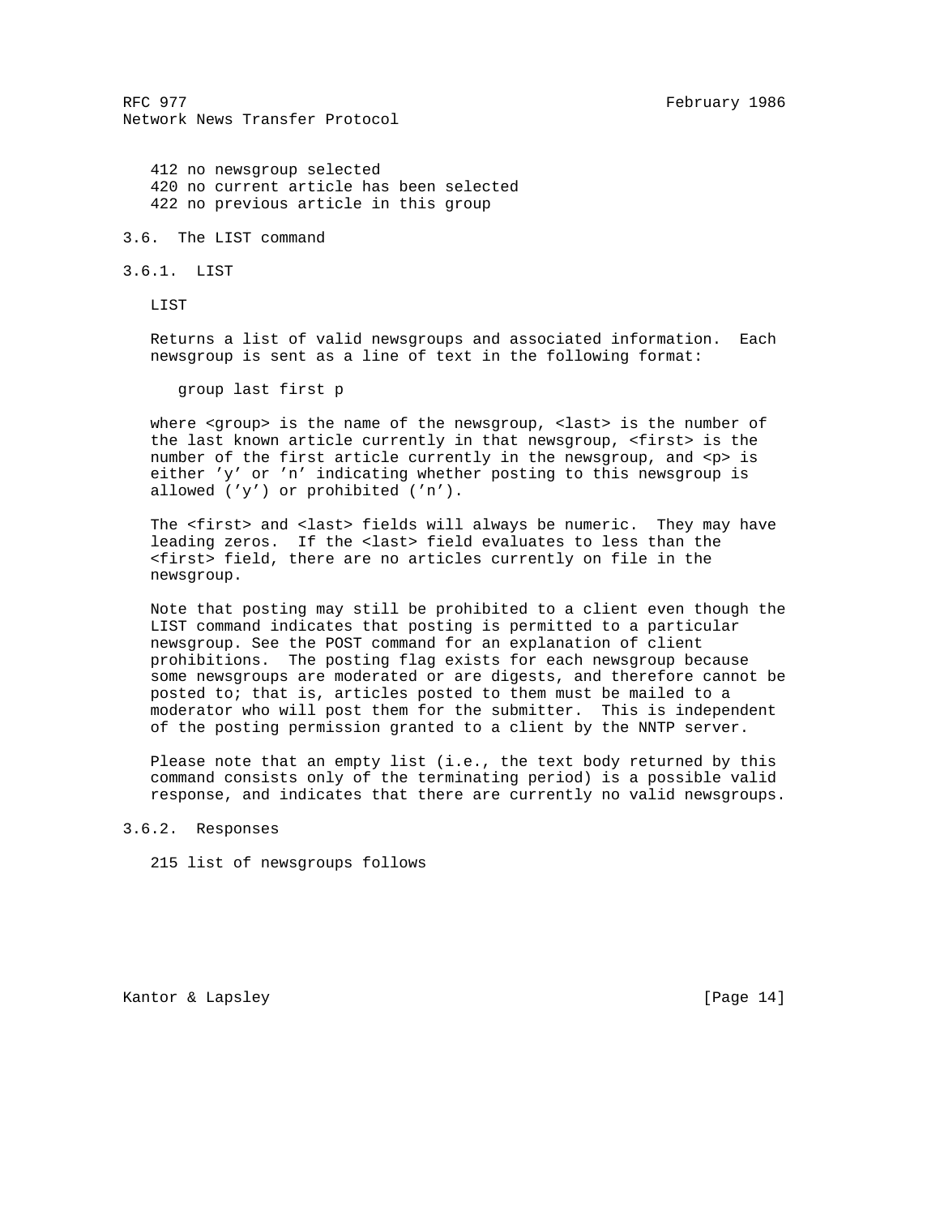412 no newsgroup selected
420 no current article has been selected
422 no previous article in this group

## 3.6. The LIST command

### 3.6.1. LIST

LIST

Returns a list of valid newsgroups and associated information. Each newsgroup is sent as a line of text in the following format:

```
group last first p
```

where <group> is the name of the newsgroup, <last> is the number of the last known article currently in that newsgroup, <first> is the number of the first article currently in the newsgroup, and <p> is either 'y' or 'n' indicating whether posting to this newsgroup is allowed ('y') or prohibited ('n').

The <first> and <last> fields will always be numeric. They may have leading zeros. If the <last> field evaluates to less than the <first> field, there are no articles currently on file in the newsgroup.

Note that posting may still be prohibited to a client even though the LIST command indicates that posting is permitted to a particular newsgroup. See the POST command for an explanation of client prohibitions. The posting flag exists for each newsgroup because some newsgroups are moderated or are digests, and therefore cannot be posted to; that is, articles posted to them must be mailed to a moderator who will post them for the submitter. This is independent of the posting permission granted to a client by the NNTP server.

Please note that an empty list (i.e., the text body returned by this command consists only of the terminating period) is a possible valid response, and indicates that there are currently no valid newsgroups.

### 3.6.2. Responses

215 list of newsgroups follows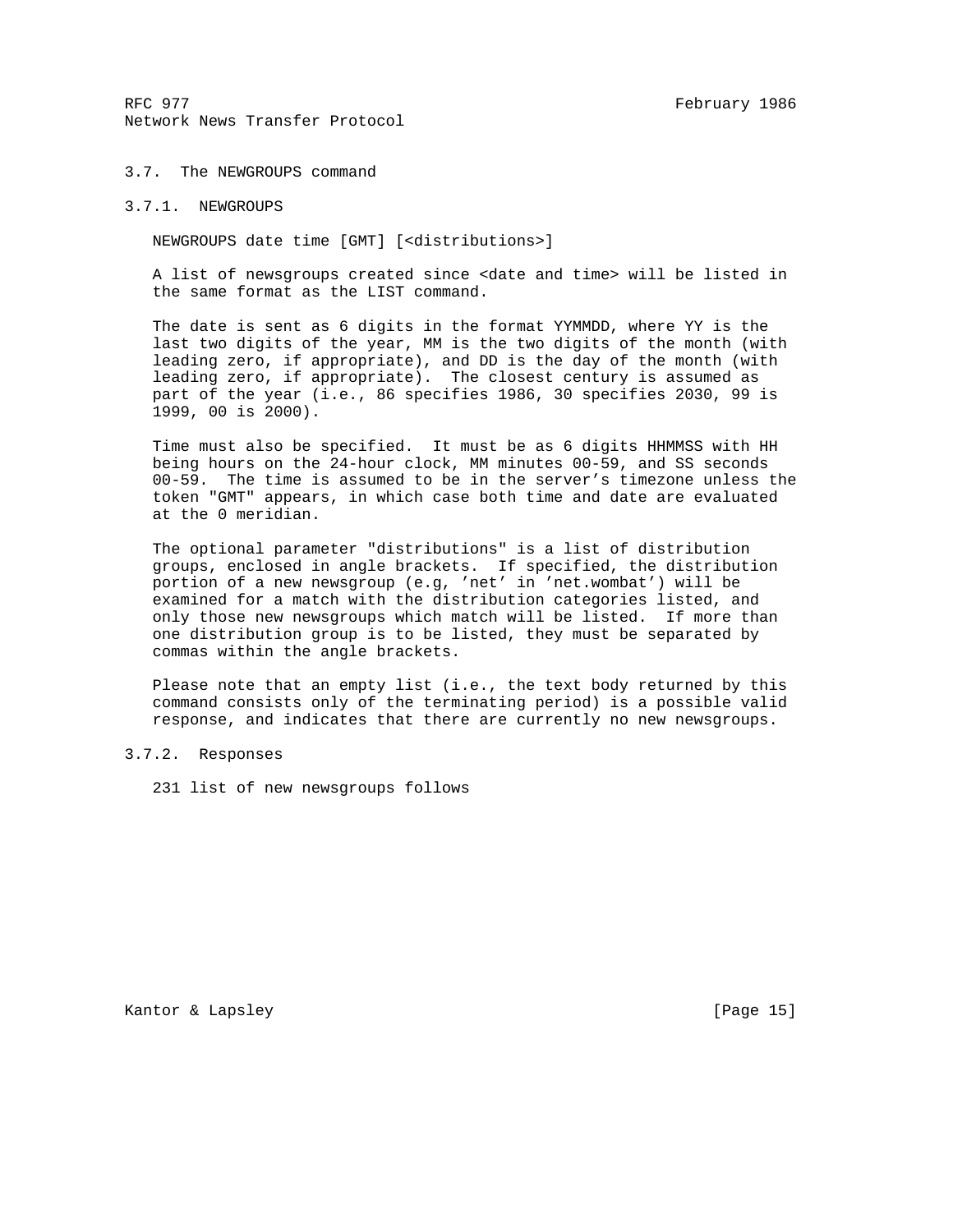### 3.7. The NEWGROUPS command

#### 3.7.1. NEWGROUPS

NEWGROUPS date time [GMT] [<distributions>]

A list of newsgroups created since <date and time> will be listed in the same format as the LIST command.

The date is sent as 6 digits in the format YYMMDD, where YY is the last two digits of the year, MM is the two digits of the month (with leading zero, if appropriate), and DD is the day of the month (with leading zero, if appropriate). The closest century is assumed as part of the year (i.e., 86 specifies 1986, 30 specifies 2030, 99 is 1999, 00 is 2000).

Time must also be specified. It must be as 6 digits HHMMSS with HH being hours on the 24-hour clock, MM minutes 00-59, and SS seconds 00-59. The time is assumed to be in the server's timezone unless the token "GMT" appears, in which case both time and date are evaluated at the 0 meridian.

The optional parameter "distributions" is a list of distribution groups, enclosed in angle brackets. If specified, the distribution portion of a new newsgroup (e.g, 'net' in 'net.wombat') will be examined for a match with the distribution categories listed, and only those new newsgroups which match will be listed. If more than one distribution group is to be listed, they must be separated by commas within the angle brackets.

Please note that an empty list (i.e., the text body returned by this command consists only of the terminating period) is a possible valid response, and indicates that there are currently no new newsgroups.

#### 3.7.2. Responses

231 list of new newsgroups follows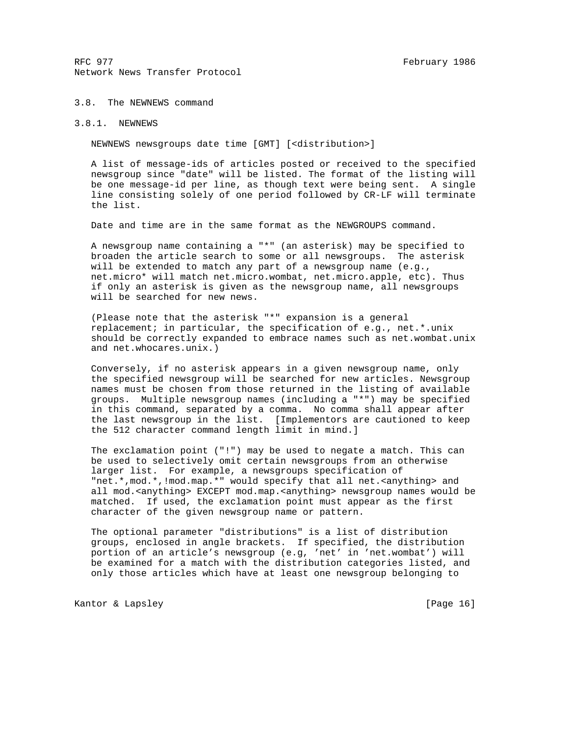## 3.8. The NEWNEWS command

### 3.8.1. NEWNEWS

NEWNEWS newsgroups date time [GMT] [<distribution>]

A list of message-ids of articles posted or received to the specified newsgroup since "date" will be listed. The format of the listing will be one message-id per line, as though text were being sent. A single line consisting solely of one period followed by CR-LF will terminate the list.

Date and time are in the same format as the NEWGROUPS command.

A newsgroup name containing a "*" (an asterisk) may be specified to broaden the article search to some or all newsgroups. The asterisk will be extended to match any part of a newsgroup name (e.g., net.micro* will match net.micro.wombat, net.micro.apple, etc). Thus if only an asterisk is given as the newsgroup name, all newsgroups will be searched for new news.

(Please note that the asterisk "*" expansion is a general replacement; in particular, the specification of e.g., net.*.unix should be correctly expanded to embrace names such as net.wombat.unix and net.whocares.unix.)

Conversely, if no asterisk appears in a given newsgroup name, only the specified newsgroup will be searched for new articles. Newsgroup names must be chosen from those returned in the listing of available groups. Multiple newsgroup names (including a "*") may be specified in this command, separated by a comma. No comma shall appear after the last newsgroup in the list. [Implementors are cautioned to keep the 512 character command length limit in mind.]

The exclamation point ("!") may be used to negate a match. This can be used to selectively omit certain newsgroups from an otherwise larger list. For example, a newsgroups specification of "net.*,mod.*,!mod.map.*" would specify that all net.<anything> and all mod.<anything> EXCEPT mod.map.<anything> newsgroup names would be matched. If used, the exclamation point must appear as the first character of the given newsgroup name or pattern.

The optional parameter "distributions" is a list of distribution groups, enclosed in angle brackets. If specified, the distribution portion of an article's newsgroup (e.g, 'net' in 'net.wombat') will be examined for a match with the distribution categories listed, and only those articles which have at least one newsgroup belonging to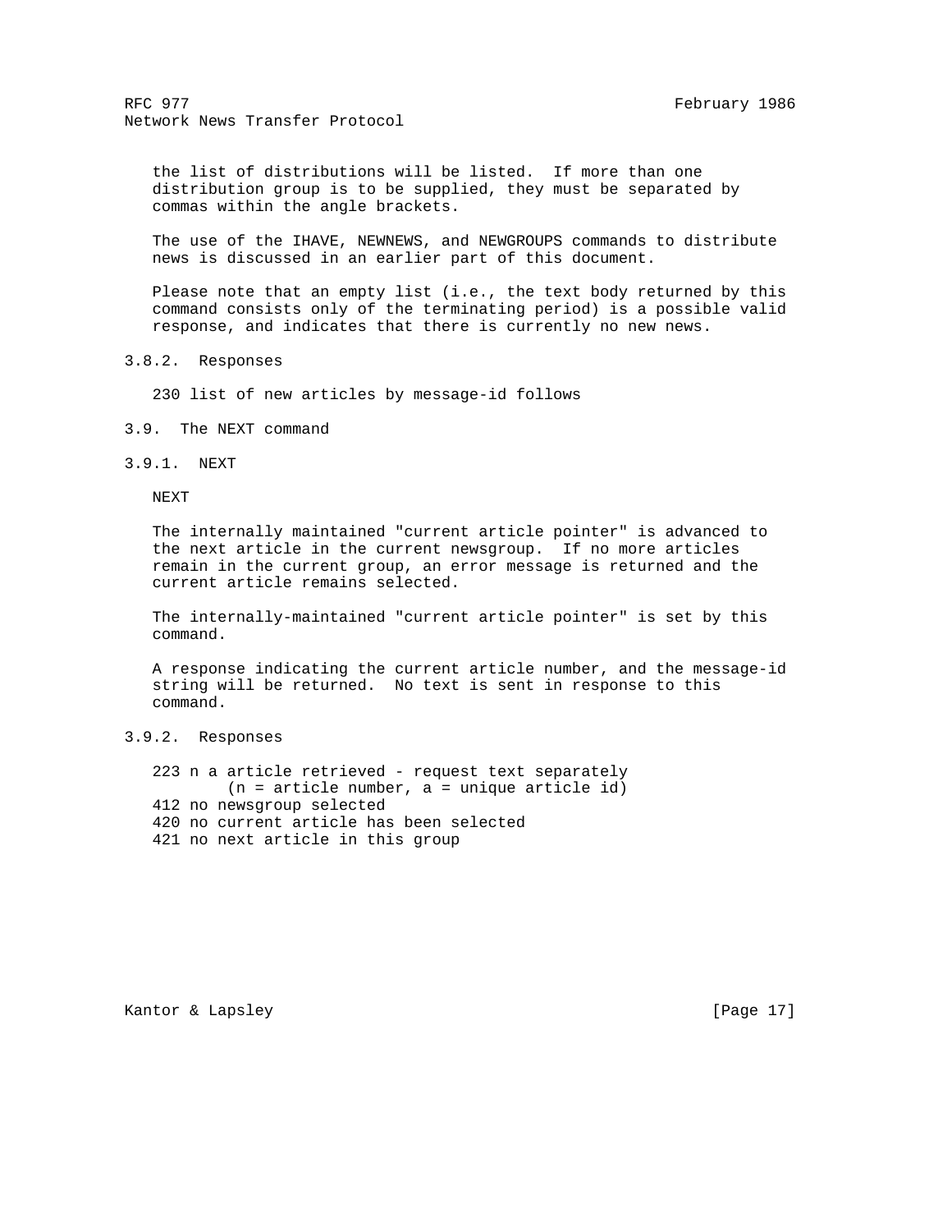the list of distributions will be listed. If more than one distribution group is to be supplied, they must be separated by commas within the angle brackets.

The use of the IHAVE, NEWNEWS, and NEWGROUPS commands to distribute news is discussed in an earlier part of this document.

Please note that an empty list (i.e., the text body returned by this command consists only of the terminating period) is a possible valid response, and indicates that there is currently no new news.

### 3.8.2. Responses

230 list of new articles by message-id follows

## 3.9. The NEXT command

### 3.9.1. NEXT

NEXT

The internally maintained "current article pointer" is advanced to the next article in the current newsgroup. If no more articles remain in the current group, an error message is returned and the current article remains selected.

The internally-maintained "current article pointer" is set by this command.

A response indicating the current article number, and the message-id string will be returned. No text is sent in response to this command.

### 3.9.2. Responses

```
223 n a article retrieved - request text separately
        (n = article number, a = unique article id)
412 no newsgroup selected
420 no current article has been selected
421 no next article in this group
```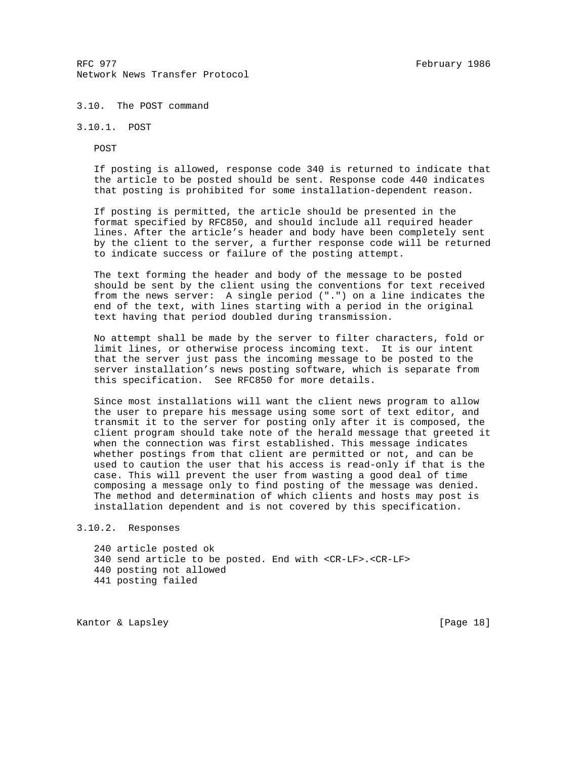### 3.10. The POST command

#### 3.10.1. POST

POST

If posting is allowed, response code 340 is returned to indicate that the article to be posted should be sent. Response code 440 indicates that posting is prohibited for some installation-dependent reason.

If posting is permitted, the article should be presented in the format specified by RFC850, and should include all required header lines. After the article's header and body have been completely sent by the client to the server, a further response code will be returned to indicate success or failure of the posting attempt.

The text forming the header and body of the message to be posted should be sent by the client using the conventions for text received from the news server: A single period (".") on a line indicates the end of the text, with lines starting with a period in the original text having that period doubled during transmission.

No attempt shall be made by the server to filter characters, fold or limit lines, or otherwise process incoming text. It is our intent that the server just pass the incoming message to be posted to the server installation's news posting software, which is separate from this specification. See RFC850 for more details.

Since most installations will want the client news program to allow the user to prepare his message using some sort of text editor, and transmit it to the server for posting only after it is composed, the client program should take note of the herald message that greeted it when the connection was first established. This message indicates whether postings from that client are permitted or not, and can be used to caution the user that his access is read-only if that is the case. This will prevent the user from wasting a good deal of time composing a message only to find posting of the message was denied. The method and determination of which clients and hosts may post is installation dependent and is not covered by this specification.

#### 3.10.2. Responses

```
240 article posted ok
340 send article to be posted. End with <CR-LF>.<CR-LF>
440 posting not allowed
441 posting failed
```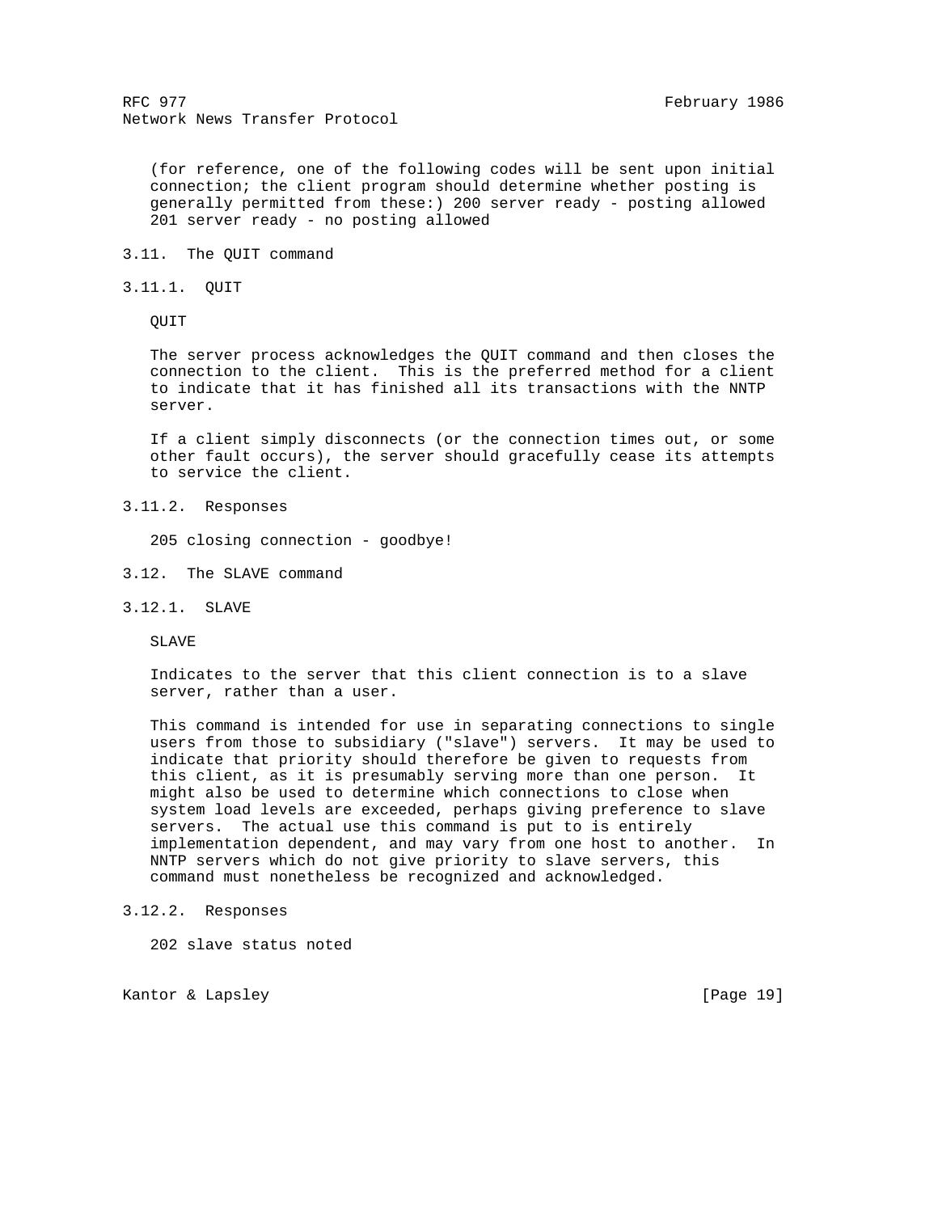(for reference, one of the following codes will be sent upon initial connection; the client program should determine whether posting is generally permitted from these:) 200 server ready - posting allowed 201 server ready - no posting allowed

## 3.11. The QUIT command

### 3.11.1. QUIT

QUIT

The server process acknowledges the QUIT command and then closes the connection to the client. This is the preferred method for a client to indicate that it has finished all its transactions with the NNTP server.

If a client simply disconnects (or the connection times out, or some other fault occurs), the server should gracefully cease its attempts to service the client.

### 3.11.2. Responses

205 closing connection - goodbye!

## 3.12. The SLAVE command

### 3.12.1. SLAVE

SLAVE

Indicates to the server that this client connection is to a slave server, rather than a user.

This command is intended for use in separating connections to single users from those to subsidiary ("slave") servers. It may be used to indicate that priority should therefore be given to requests from this client, as it is presumably serving more than one person. It might also be used to determine which connections to close when system load levels are exceeded, perhaps giving preference to slave servers. The actual use this command is put to is entirely implementation dependent, and may vary from one host to another. In NNTP servers which do not give priority to slave servers, this command must nonetheless be recognized and acknowledged.

### 3.12.2. Responses

202 slave status noted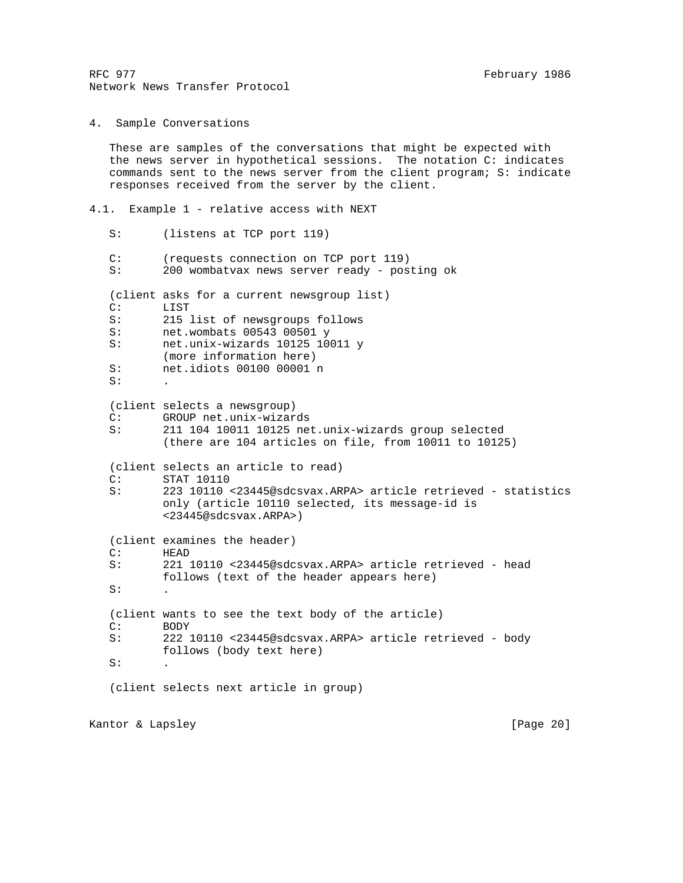## 4. Sample Conversations

These are samples of the conversations that might be expected with the news server in hypothetical sessions. The notation C: indicates commands sent to the news server from the client program; S: indicate responses received from the server by the client.

### 4.1. Example 1 - relative access with NEXT

```
S:      (listens at TCP port 119)

C:      (requests connection on TCP port 119)
S:      200 wombatvax news server ready - posting ok

(client asks for a current newsgroup list)
C:      LIST
S:      215 list of newsgroups follows
S:      net.wombats 00543 00501 y
S:      net.unix-wizards 10125 10011 y
        (more information here)
S:      net.idiots 00100 00001 n
S:      .

(client selects a newsgroup)
C:      GROUP net.unix-wizards
S:      211 104 10011 10125 net.unix-wizards group selected
        (there are 104 articles on file, from 10011 to 10125)

(client selects an article to read)
C:      STAT 10110
S:      223 10110 <23445@sdcsvax.ARPA> article retrieved - statistics
        only (article 10110 selected, its message-id is
        <23445@sdcsvax.ARPA>)

(client examines the header)
C:      HEAD
S:      221 10110 <23445@sdcsvax.ARPA> article retrieved - head
        follows (text of the header appears here)
S:      .

(client wants to see the text body of the article)
C:      BODY
S:      222 10110 <23445@sdcsvax.ARPA> article retrieved - body
        follows (body text here)
S:      .

(client selects next article in group)
```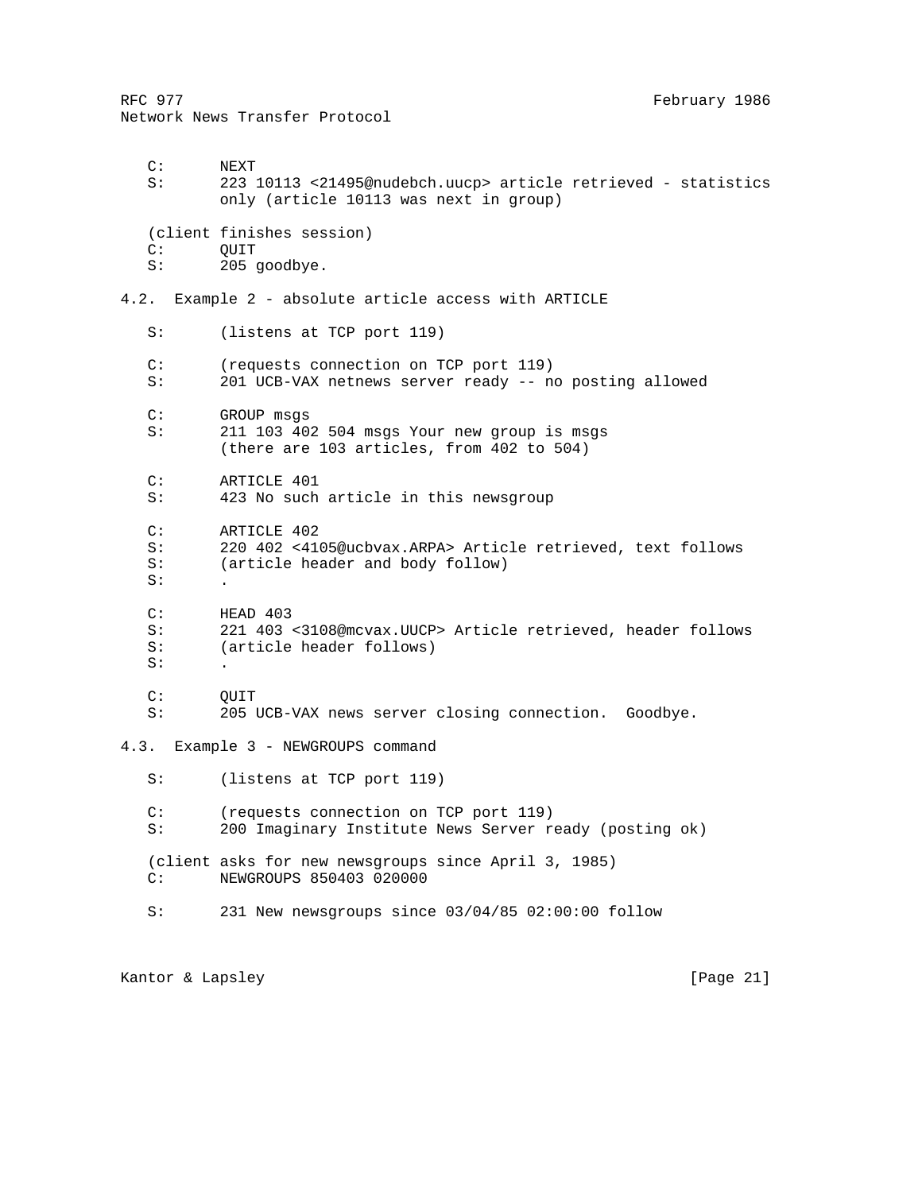```
   C:      NEXT
   S:      223 10113 <21495@nudebch.uucp> article retrieved - statistics
           only (article 10113 was next in group)

   (client finishes session)
   C:      QUIT
   S:      205 goodbye.
```

### 4.2. Example 2 - absolute article access with ARTICLE

```
   S:      (listens at TCP port 119)

   C:      (requests connection on TCP port 119)
   S:      201 UCB-VAX netnews server ready -- no posting allowed

   C:      GROUP msgs
   S:      211 103 402 504 msgs Your new group is msgs
           (there are 103 articles, from 402 to 504)

   C:      ARTICLE 401
   S:      423 No such article in this newsgroup

   C:      ARTICLE 402
   S:      220 402 <4105@ucbvax.ARPA> Article retrieved, text follows
   S:      (article header and body follow)
   S:      .

   C:      HEAD 403
   S:      221 403 <3108@mcvax.UUCP> Article retrieved, header follows
   S:      (article header follows)
   S:      .

   C:      QUIT
   S:      205 UCB-VAX news server closing connection.  Goodbye.
```

### 4.3. Example 3 - NEWGROUPS command

```
   S:      (listens at TCP port 119)

   C:      (requests connection on TCP port 119)
   S:      200 Imaginary Institute News Server ready (posting ok)

   (client asks for new newsgroups since April 3, 1985)
   C:      NEWGROUPS 850403 020000

   S:      231 New newsgroups since 03/04/85 02:00:00 follow
```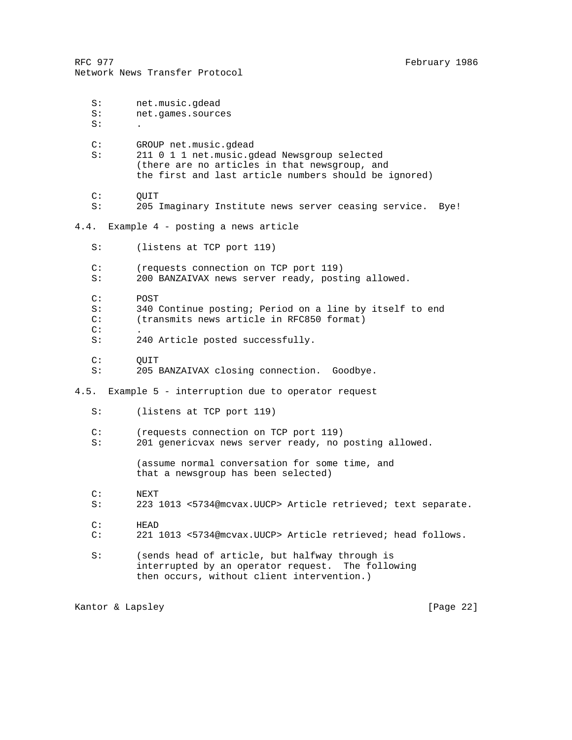```
   S:      net.music.gdead
   S:      net.games.sources
   S:      .

   C:      GROUP net.music.gdead
   S:      211 0 1 1 net.music.gdead Newsgroup selected
           (there are no articles in that newsgroup, and
           the first and last article numbers should be ignored)

   C:      QUIT
   S:      205 Imaginary Institute news server ceasing service.  Bye!
```

### 4.4. Example 4 - posting a news article

```
   S:      (listens at TCP port 119)

   C:      (requests connection on TCP port 119)
   S:      200 BANZAIVAX news server ready, posting allowed.

   C:      POST
   S:      340 Continue posting; Period on a line by itself to end
   C:      (transmits news article in RFC850 format)
   C:      .
   S:      240 Article posted successfully.

   C:      QUIT
   S:      205 BANZAIVAX closing connection.  Goodbye.
```

### 4.5. Example 5 - interruption due to operator request

```
   S:      (listens at TCP port 119)

   C:      (requests connection on TCP port 119)
   S:      201 genericvax news server ready, no posting allowed.

           (assume normal conversation for some time, and
           that a newsgroup has been selected)

   C:      NEXT
   S:      223 1013 <5734@mcvax.UUCP> Article retrieved; text separate.

   C:      HEAD
   C:      221 1013 <5734@mcvax.UUCP> Article retrieved; head follows.

   S:      (sends head of article, but halfway through is
           interrupted by an operator request.  The following
           then occurs, without client intervention.)
```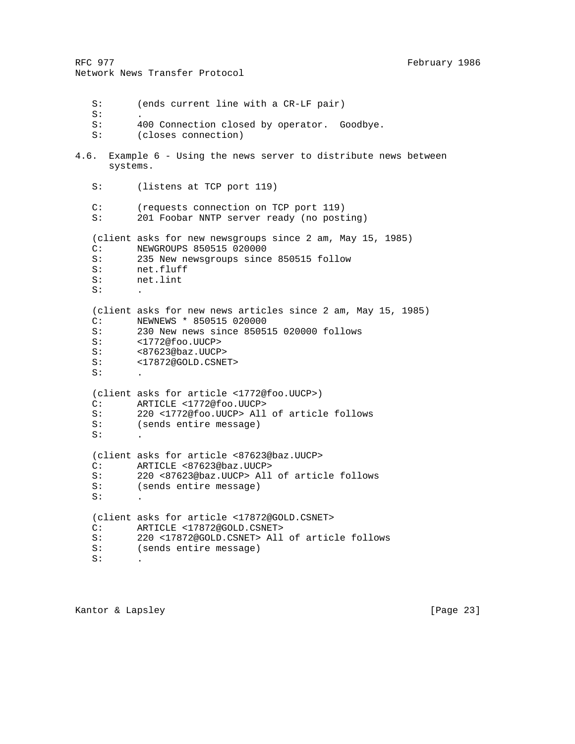```
   S:      (ends current line with a CR-LF pair)
   S:      .
   S:      400 Connection closed by operator.  Goodbye.
   S:      (closes connection)
```

## 4.6. Example 6 - Using the news server to distribute news between systems.

```
   S:      (listens at TCP port 119)

   C:      (requests connection on TCP port 119)
   S:      201 Foobar NNTP server ready (no posting)

   (client asks for new newsgroups since 2 am, May 15, 1985)
   C:      NEWGROUPS 850515 020000
   S:      235 New newsgroups since 850515 follow
   S:      net.fluff
   S:      net.lint
   S:      .

   (client asks for new news articles since 2 am, May 15, 1985)
   C:      NEWNEWS * 850515 020000
   S:      230 New news since 850515 020000 follows
   S:      <1772@foo.UUCP>
   S:      <87623@baz.UUCP>
   S:      <17872@GOLD.CSNET>
   S:      .

   (client asks for article <1772@foo.UUCP>)
   C:      ARTICLE <1772@foo.UUCP>
   S:      220 <1772@foo.UUCP> All of article follows
   S:      (sends entire message)
   S:      .

   (client asks for article <87623@baz.UUCP>
   C:      ARTICLE <87623@baz.UUCP>
   S:      220 <87623@baz.UUCP> All of article follows
   S:      (sends entire message)
   S:      .

   (client asks for article <17872@GOLD.CSNET>
   C:      ARTICLE <17872@GOLD.CSNET>
   S:      220 <17872@GOLD.CSNET> All of article follows
   S:      (sends entire message)
   S:      .
```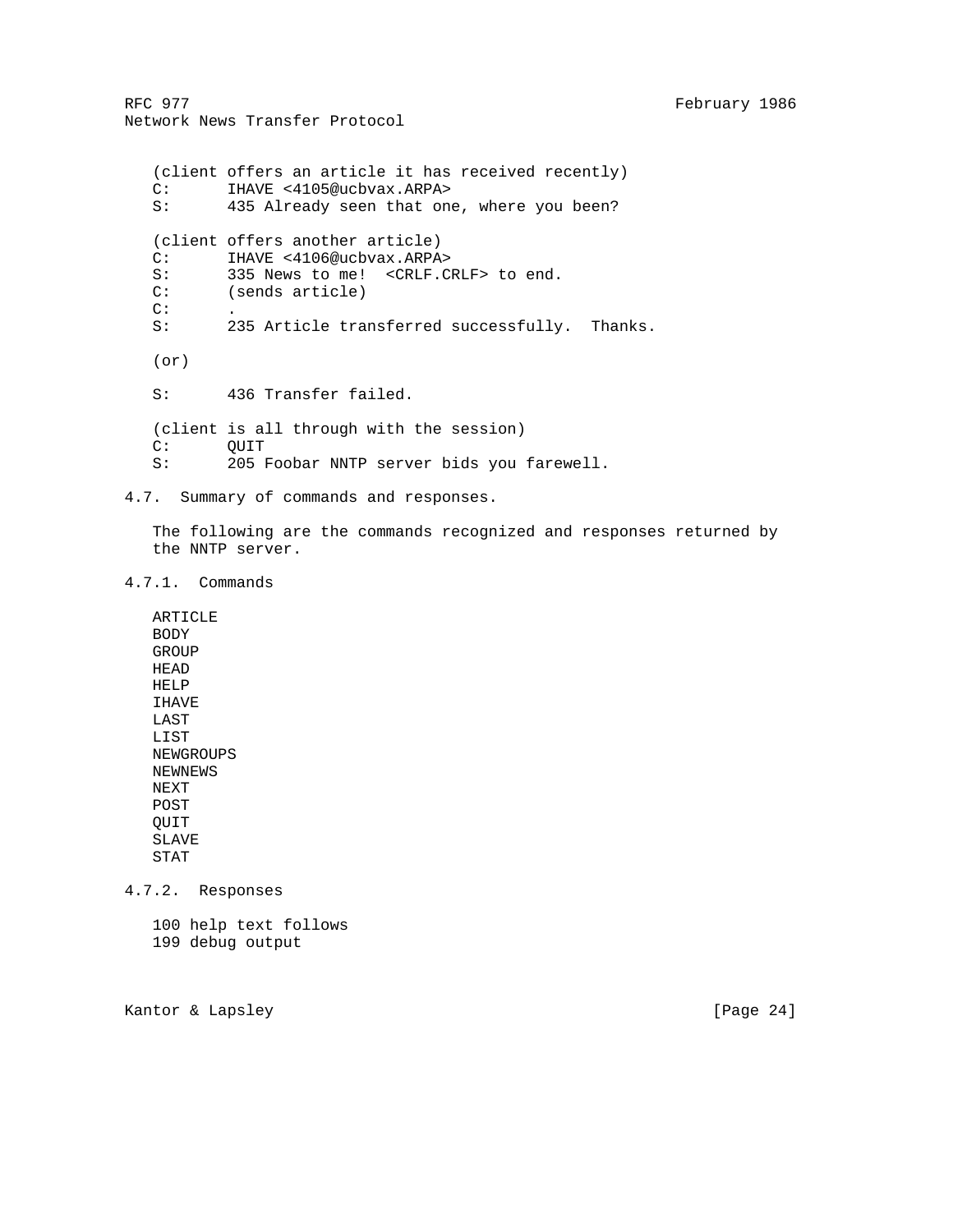(client offers an article it has received recently)

```
C:      IHAVE <4105@ucbvax.ARPA>
S:      435 Already seen that one, where you been?
```

(client offers another article)

```
C:      IHAVE <4106@ucbvax.ARPA>
S:      335 News to me!  <CRLF.CRLF> to end.
C:      (sends article)
C:      .
S:      235 Article transferred successfully.  Thanks.
```

(or)

```
S:      436 Transfer failed.
```

(client is all through with the session)

```
C:      QUIT
S:      205 Foobar NNTP server bids you farewell.
```

## 4.7. Summary of commands and responses.

The following are the commands recognized and responses returned by the NNTP server.

### 4.7.1. Commands

```
ARTICLE
BODY
GROUP
HEAD
HELP
IHAVE
LAST
LIST
NEWGROUPS
NEWNEWS
NEXT
POST
QUIT
SLAVE
STAT
```

### 4.7.2. Responses

```
100 help text follows
199 debug output
```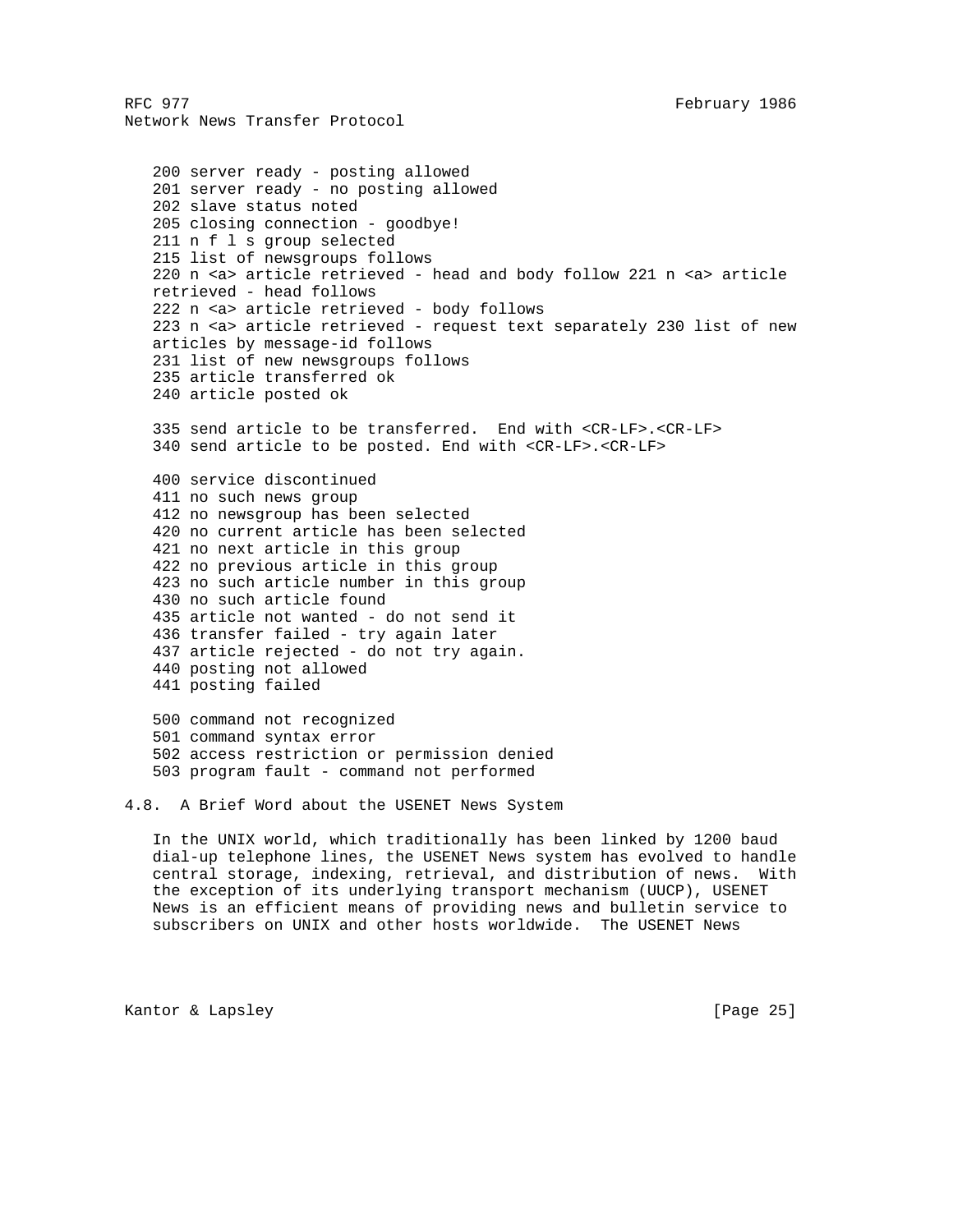```
200 server ready - posting allowed
201 server ready - no posting allowed
202 slave status noted
205 closing connection - goodbye!
211 n f l s group selected
215 list of newsgroups follows
220 n <a> article retrieved - head and body follow 221 n <a> article
retrieved - head follows
222 n <a> article retrieved - body follows
223 n <a> article retrieved - request text separately 230 list of new
articles by message-id follows
231 list of new newsgroups follows
235 article transferred ok
240 article posted ok

335 send article to be transferred.  End with <CR-LF>.<CR-LF>
340 send article to be posted. End with <CR-LF>.<CR-LF>

400 service discontinued
411 no such news group
412 no newsgroup has been selected
420 no current article has been selected
421 no next article in this group
422 no previous article in this group
423 no such article number in this group
430 no such article found
435 article not wanted - do not send it
436 transfer failed - try again later
437 article rejected - do not try again.
440 posting not allowed
441 posting failed

500 command not recognized
501 command syntax error
502 access restriction or permission denied
503 program fault - command not performed
```

## 4.8. A Brief Word about the USENET News System

In the UNIX world, which traditionally has been linked by 1200 baud dial-up telephone lines, the USENET News system has evolved to handle central storage, indexing, retrieval, and distribution of news. With the exception of its underlying transport mechanism (UUCP), USENET News is an efficient means of providing news and bulletin service to subscribers on UNIX and other hosts worldwide. The USENET News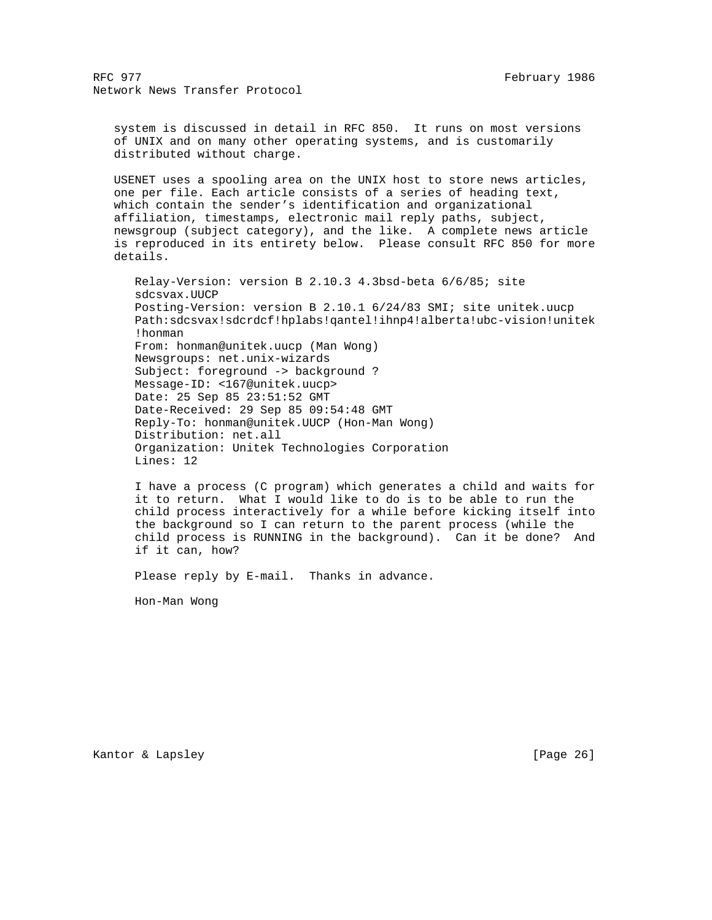system is discussed in detail in RFC 850. It runs on most versions of UNIX and on many other operating systems, and is customarily distributed without charge.

USENET uses a spooling area on the UNIX host to store news articles, one per file. Each article consists of a series of heading text, which contain the sender's identification and organizational affiliation, timestamps, electronic mail reply paths, subject, newsgroup (subject category), and the like. A complete news article is reproduced in its entirety below. Please consult RFC 850 for more details.

```
Relay-Version: version B 2.10.3 4.3bsd-beta 6/6/85; site
sdcsvax.UUCP
Posting-Version: version B 2.10.1 6/24/83 SMI; site unitek.uucp
Path:sdcsvax!sdcrdcf!hplabs!qantel!ihnp4!alberta!ubc-vision!unitek
!honman
From: honman@unitek.uucp (Man Wong)
Newsgroups: net.unix-wizards
Subject: foreground -> background ?
Message-ID: <167@unitek.uucp>
Date: 25 Sep 85 23:51:52 GMT
Date-Received: 29 Sep 85 09:54:48 GMT
Reply-To: honman@unitek.UUCP (Hon-Man Wong)
Distribution: net.all
Organization: Unitek Technologies Corporation
Lines: 12

I have a process (C program) which generates a child and waits for
it to return.  What I would like to do is to be able to run the
child process interactively for a while before kicking itself into
the background so I can return to the parent process (while the
child process is RUNNING in the background).  Can it be done?  And
if it can, how?

Please reply by E-mail.  Thanks in advance.

Hon-Man Wong
```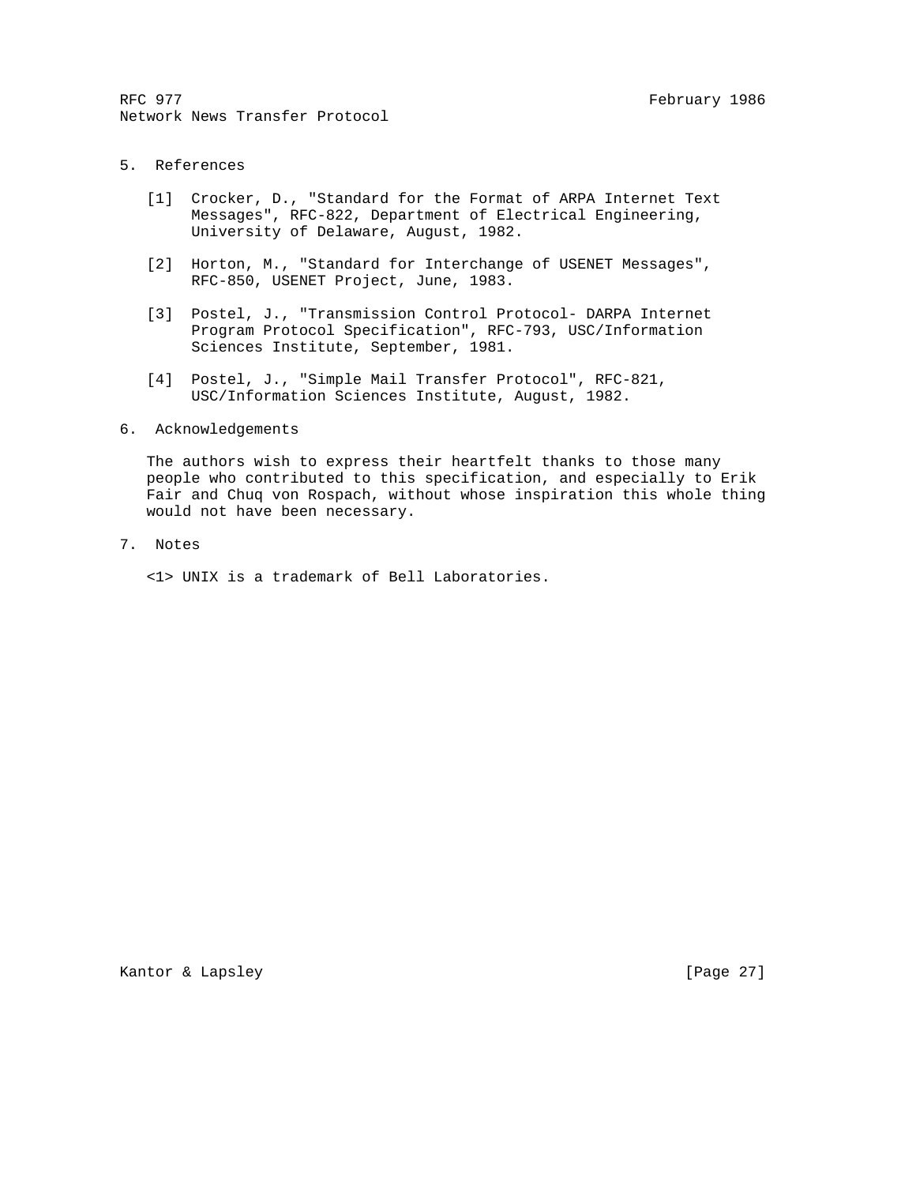## 5. References

[1] Crocker, D., "Standard for the Format of ARPA Internet Text Messages", RFC-822, Department of Electrical Engineering, University of Delaware, August, 1982.

[2] Horton, M., "Standard for Interchange of USENET Messages", RFC-850, USENET Project, June, 1983.

[3] Postel, J., "Transmission Control Protocol- DARPA Internet Program Protocol Specification", RFC-793, USC/Information Sciences Institute, September, 1981.

[4] Postel, J., "Simple Mail Transfer Protocol", RFC-821, USC/Information Sciences Institute, August, 1982.

## 6. Acknowledgements

The authors wish to express their heartfelt thanks to those many people who contributed to this specification, and especially to Erik Fair and Chuq von Rospach, without whose inspiration this whole thing would not have been necessary.

## 7. Notes

<1> UNIX is a trademark of Bell Laboratories.